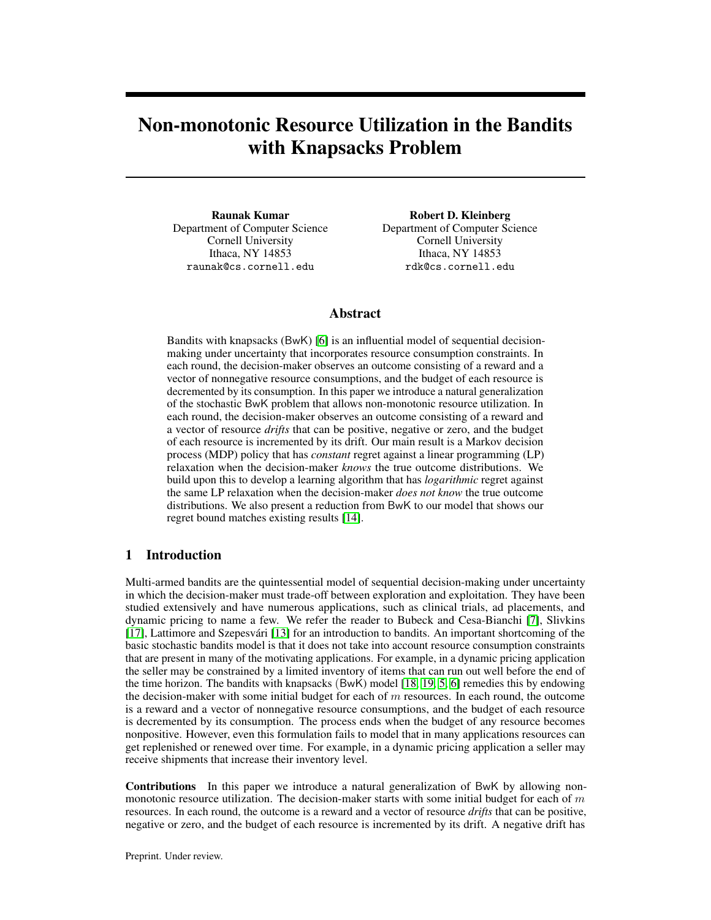# Non-monotonic Resource Utilization in the Bandits with Knapsacks Problem

**Raunak Kumar**
Department of Computer Science
Cornell University
Ithaca, NY 14853
raunak@cs.cornell.edu

**Robert D. Kleinberg**
Department of Computer Science
Cornell University
Ithaca, NY 14853
rdk@cs.cornell.edu

## Abstract

Bandits with knapsacks (BwK) [6] is an influential model of sequential decision-making under uncertainty that incorporates resource consumption constraints. In each round, the decision-maker observes an outcome consisting of a reward and a vector of nonnegative resource consumptions, and the budget of each resource is decremented by its consumption. In this paper we introduce a natural generalization of the stochastic BwK problem that allows non-monotonic resource utilization. In each round, the decision-maker observes an outcome consisting of a reward and a vector of resource *drifts* that can be positive, negative or zero, and the budget of each resource is incremented by its drift. Our main result is a Markov decision process (MDP) policy that has *constant* regret against a linear programming (LP) relaxation when the decision-maker *knows* the true outcome distributions. We build upon this to develop a learning algorithm that has *logarithmic* regret against the same LP relaxation when the decision-maker *does not know* the true outcome distributions. We also present a reduction from BwK to our model that shows our regret bound matches existing results [14].

## 1 Introduction

Multi-armed bandits are the quintessential model of sequential decision-making under uncertainty in which the decision-maker must trade-off between exploration and exploitation. They have been studied extensively and have numerous applications, such as clinical trials, ad placements, and dynamic pricing to name a few. We refer the reader to Bubeck and Cesa-Bianchi [7], Slivkins [17], Lattimore and Szepesvári [13] for an introduction to bandits. An important shortcoming of the basic stochastic bandits model is that it does not take into account resource consumption constraints that are present in many of the motivating applications. For example, in a dynamic pricing application the seller may be constrained by a limited inventory of items that can run out well before the end of the time horizon. The bandits with knapsacks (BwK) model [18, 19, 5, 6] remedies this by endowing the decision-maker with some initial budget for each of $m$ resources. In each round, the outcome is a reward and a vector of nonnegative resource consumptions, and the budget of each resource is decremented by its consumption. The process ends when the budget of any resource becomes nonpositive. However, even this formulation fails to model that in many applications resources can get replenished or renewed over time. For example, in a dynamic pricing application a seller may receive shipments that increase their inventory level.

**Contributions** In this paper we introduce a natural generalization of BwK by allowing non-monotonic resource utilization. The decision-maker starts with some initial budget for each of $m$ resources. In each round, the outcome is a reward and a vector of resource *drifts* that can be positive, negative or zero, and the budget of each resource is incremented by its drift. A negative drift has

Preprint. Under review.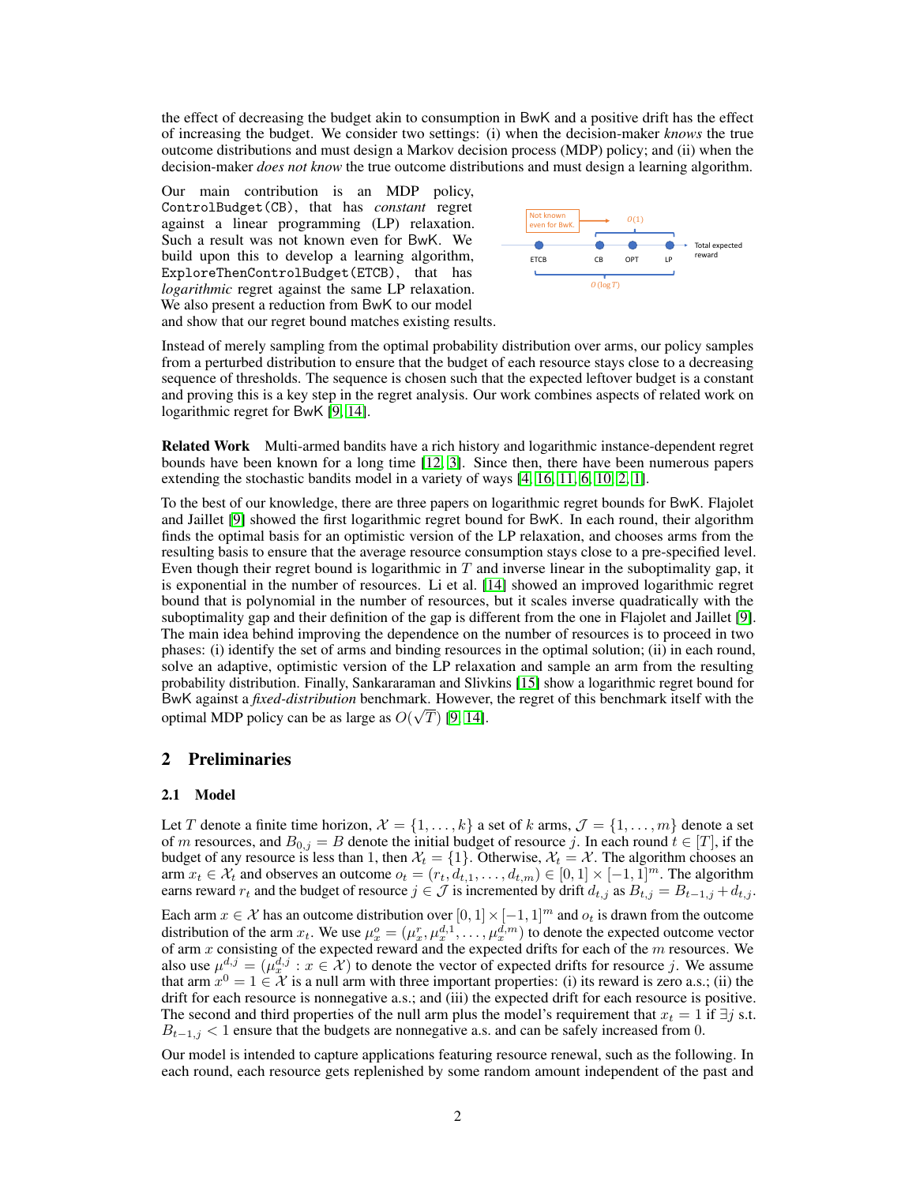the effect of decreasing the budget akin to consumption in BwK and a positive drift has the effect of increasing the budget. We consider two settings: (i) when the decision-maker *knows* the true outcome distributions and must design a Markov decision process (MDP) policy; and (ii) when the decision-maker *does not know* the true outcome distributions and must design a learning algorithm.

Our main contribution is an MDP policy, `ControlBudget(CB)`, that has *constant* regret against a linear programming (LP) relaxation. Such a result was not known even for BwK. We build upon this to develop a learning algorithm, `ExploreThenControlBudget(ETCB)`, that has *logarithmic* regret against the same LP relaxation. We also present a reduction from BwK to our model and show that our regret bound matches existing results.

Instead of merely sampling from the optimal probability distribution over arms, our policy samples from a perturbed distribution to ensure that the budget of each resource stays close to a decreasing sequence of thresholds. The sequence is chosen such that the expected leftover budget is a constant and proving this is a key step in the regret analysis. Our work combines aspects of related work on logarithmic regret for BwK [9, 14].

**Related Work** Multi-armed bandits have a rich history and logarithmic instance-dependent regret bounds have been known for a long time [12, 3]. Since then, there have been numerous papers extending the stochastic bandits model in a variety of ways [4, 16, 11, 6, 10, 2, 1].

To the best of our knowledge, there are three papers on logarithmic regret bounds for BwK. Flajolet and Jaillet [9] showed the first logarithmic regret bound for BwK. In each round, their algorithm finds the optimal basis for an optimistic version of the LP relaxation, and chooses arms from the resulting basis to ensure that the average resource consumption stays close to a pre-specified level. Even though their regret bound is logarithmic in $T$ and inverse linear in the suboptimality gap, it is exponential in the number of resources. Li et al. [14] showed an improved logarithmic regret bound that is polynomial in the number of resources, but it scales inverse quadratically with the suboptimality gap and their definition of the gap is different from the one in Flajolet and Jaillet [9]. The main idea behind improving the dependence on the number of resources is to proceed in two phases: (i) identify the set of arms and binding resources in the optimal solution; (ii) in each round, solve an adaptive, optimistic version of the LP relaxation and sample an arm from the resulting probability distribution. Finally, Sankararaman and Slivkins [15] show a logarithmic regret bound for BwK against a *fixed-distribution* benchmark. However, the regret of this benchmark itself with the optimal MDP policy can be as large as $O(\sqrt{T})$ [9, 14].

## 2 Preliminaries

### 2.1 Model

Let $T$ denote a finite time horizon, $\mathcal{X} = \{1, \ldots, k\}$ a set of $k$ arms, $\mathcal{J} = \{1, \ldots, m\}$ denote a set of $m$ resources, and $B_{0,j} = B$ denote the initial budget of resource $j$. In each round $t \in [T]$, if the budget of any resource is less than 1, then $\mathcal{X}_t = \{1\}$. Otherwise, $\mathcal{X}_t = \mathcal{X}$. The algorithm chooses an arm $x_t \in \mathcal{X}_t$ and observes an outcome $o_t = (r_t, d_{t,1}, \ldots, d_{t,m}) \in [0,1] \times [-1,1]^m$. The algorithm earns reward $r_t$ and the budget of resource $j \in \mathcal{J}$ is incremented by drift $d_{t,j}$ as $B_{t,j} = B_{t-1,j} + d_{t,j}$.

Each arm $x \in \mathcal{X}$ has an outcome distribution over $[0,1] \times [-1,1]^m$ and $o_t$ is drawn from the outcome distribution of the arm $x_t$. We use $\mu_x^o = (\mu_x^r, \mu_x^{d,1}, \ldots, \mu_x^{d,m})$ to denote the expected outcome vector of arm $x$ consisting of the expected reward and the expected drifts for each of the $m$ resources. We also use $\mu^{d,j} = (\mu_x^{d,j} : x \in \mathcal{X})$ to denote the vector of expected drifts for resource $j$. We assume that arm $x^0 = 1 \in \mathcal{X}$ is a null arm with three important properties: (i) its reward is zero a.s.; (ii) the drift for each resource is nonnegative a.s.; and (iii) the expected drift for each resource is positive. The second and third properties of the null arm plus the model's requirement that $x_t = 1$ if $\exists j$ s.t. $B_{t-1,j} < 1$ ensure that the budgets are nonnegative a.s. and can be safely increased from 0.

Our model is intended to capture applications featuring resource renewal, such as the following. In each round, each resource gets replenished by some random amount independent of the past and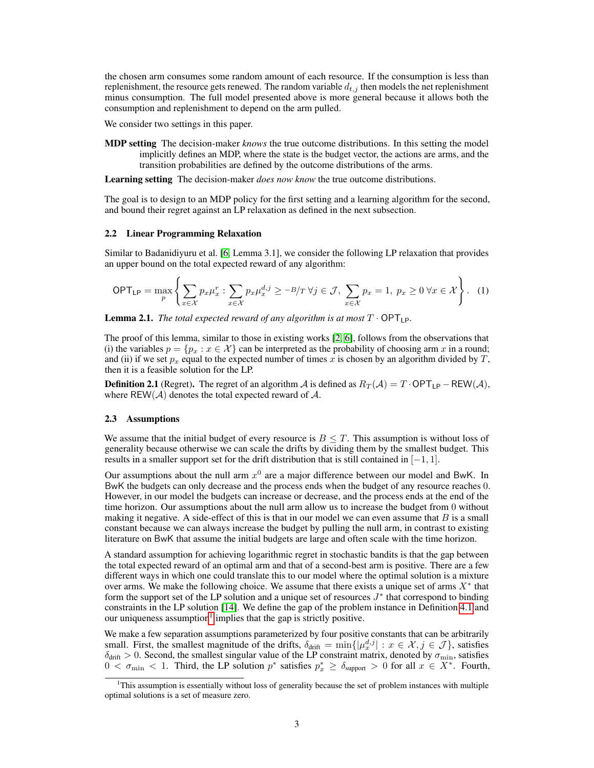the chosen arm consumes some random amount of each resource. If the consumption is less than replenishment, the resource gets renewed. The random variable $d_{t,j}$ then models the net replenishment minus consumption. The full model presented above is more general because it allows both the consumption and replenishment to depend on the arm pulled.

We consider two settings in this paper.

**MDP setting** The decision-maker *knows* the true outcome distributions. In this setting the model implicitly defines an MDP, where the state is the budget vector, the actions are arms, and the transition probabilities are defined by the outcome distributions of the arms.

**Learning setting** The decision-maker *does now know* the true outcome distributions.

The goal is to design to an MDP policy for the first setting and a learning algorithm for the second, and bound their regret against an LP relaxation as defined in the next subsection.

### 2.2 Linear Programming Relaxation

Similar to Badanidiyuru et al. [6, Lemma 3.1], we consider the following LP relaxation that provides an upper bound on the total expected reward of any algorithm:

$$\mathsf{OPT}_{\mathsf{LP}} = \max_{p} \left\{ \sum_{x \in \mathcal{X}} p_x \mu_x^r : \sum_{x \in \mathcal{X}} p_x \mu_x^{d,j} \geq -B/T \; \forall j \in \mathcal{J}, \; \sum_{x \in \mathcal{X}} p_x = 1, \; p_x \geq 0 \; \forall x \in \mathcal{X} \right\}. \quad (1)$$

**Lemma 2.1.** *The total expected reward of any algorithm is at most $T \cdot \mathsf{OPT}_{\mathsf{LP}}$.*

The proof of this lemma, similar to those in existing works [2, 6], follows from the observations that (i) the variables $p = \{p_x : x \in \mathcal{X}\}$ can be interpreted as the probability of choosing arm $x$ in a round; and (ii) if we set $p_x$ equal to the expected number of times $x$ is chosen by an algorithm divided by $T$, then it is a feasible solution for the LP.

**Definition 2.1** (Regret). The regret of an algorithm $\mathcal{A}$ is defined as $R_T(\mathcal{A}) = T \cdot \mathsf{OPT}_{\mathsf{LP}} - \mathsf{REW}(\mathcal{A})$, where $\mathsf{REW}(\mathcal{A})$ denotes the total expected reward of $\mathcal{A}$.

### 2.3 Assumptions

We assume that the initial budget of every resource is $B \leq T$. This assumption is without loss of generality because otherwise we can scale the drifts by dividing them by the smallest budget. This results in a smaller support set for the drift distribution that is still contained in $[-1, 1]$.

Our assumptions about the null arm $x^0$ are a major difference between our model and BwK. In BwK the budgets can only decrease and the process ends when the budget of any resource reaches 0. However, in our model the budgets can increase or decrease, and the process ends at the end of the time horizon. Our assumptions about the null arm allow us to increase the budget from 0 without making it negative. A side-effect of this is that in our model we can even assume that $B$ is a small constant because we can always increase the budget by pulling the null arm, in contrast to existing literature on BwK that assume the initial budgets are large and often scale with the time horizon.

A standard assumption for achieving logarithmic regret in stochastic bandits is that the gap between the total expected reward of an optimal arm and that of a second-best arm is positive. There are a few different ways in which one could translate this to our model where the optimal solution is a mixture over arms. We make the following choice. We assume that there exists a unique set of arms $X^*$ that form the support set of the LP solution and a unique set of resources $J^*$ that correspond to binding constraints in the LP solution [14]. We define the gap of the problem instance in Definition 4.1 and our uniqueness assumption[1] implies that the gap is strictly positive.

We make a few separation assumptions parameterized by four positive constants that can be arbitrarily small. First, the smallest magnitude of the drifts, $\delta_{\text{drift}} = \min\{|\mu_x^{d,j}| : x \in \mathcal{X}, j \in \mathcal{J}\}$, satisfies $\delta_{\text{drift}} > 0$. Second, the smallest singular value of the LP constraint matrix, denoted by $\sigma_{\min}$, satisfies $0 < \sigma_{\min} < 1$. Third, the LP solution $p^*$ satisfies $p_x^* \geq \delta_{\text{support}} > 0$ for all $x \in X^*$. Fourth,

[1] This assumption is essentially without loss of generality because the set of problem instances with multiple optimal solutions is a set of measure zero.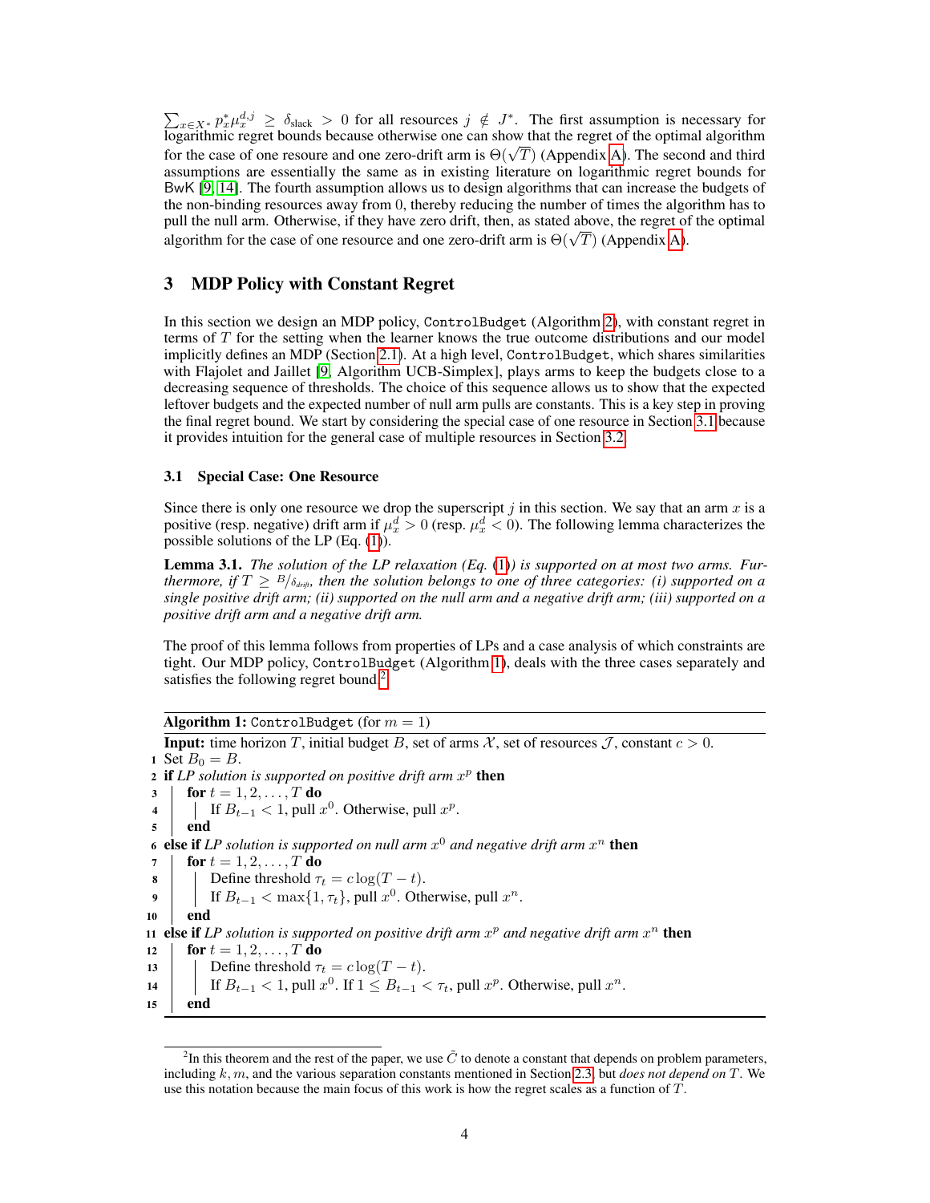$\sum_{x \in X^*} p_x^* \mu_x^{d,j} \geq \delta_{\text{slack}} > 0$ for all resources $j \notin J^*$. The first assumption is necessary for logarithmic regret bounds because otherwise one can show that the regret of the optimal algorithm for the case of one resoure and one zero-drift arm is $\Theta(\sqrt{T})$ (Appendix A). The second and third assumptions are essentially the same as in existing literature on logarithmic regret bounds for BwK [9, 14]. The fourth assumption allows us to design algorithms that can increase the budgets of the non-binding resources away from 0, thereby reducing the number of times the algorithm has to pull the null arm. Otherwise, if they have zero drift, then, as stated above, the regret of the optimal algorithm for the case of one resource and one zero-drift arm is $\Theta(\sqrt{T})$ (Appendix A).

## 3 MDP Policy with Constant Regret

In this section we design an MDP policy, `ControlBudget` (Algorithm 2), with constant regret in terms of $T$ for the setting when the learner knows the true outcome distributions and our model implicitly defines an MDP (Section 2.1). At a high level, `ControlBudget`, which shares similarities with Flajolet and Jaillet [9, Algorithm UCB-Simplex], plays arms to keep the budgets close to a decreasing sequence of thresholds. The choice of this sequence allows us to show that the expected leftover budgets and the expected number of null arm pulls are constants. This is a key step in proving the final regret bound. We start by considering the special case of one resource in Section 3.1 because it provides intuition for the general case of multiple resources in Section 3.2.

### 3.1 Special Case: One Resource

Since there is only one resource we drop the superscript $j$ in this section. We say that an arm $x$ is a positive (resp. negative) drift arm if $\mu_x^d > 0$ (resp. $\mu_x^d < 0$). The following lemma characterizes the possible solutions of the LP (Eq. (1)).

**Lemma 3.1.** *The solution of the LP relaxation (Eq. (1)) is supported on at most two arms. Furthermore, if $T \geq B/\delta_{\text{drift}}$, then the solution belongs to one of three categories: (i) supported on a single positive drift arm; (ii) supported on the null arm and a negative drift arm; (iii) supported on a positive drift arm and a negative drift arm.*

The proof of this lemma follows from properties of LPs and a case analysis of which constraints are tight. Our MDP policy, `ControlBudget` (Algorithm 1), deals with the three cases separately and satisfies the following regret bound.[2]

**Algorithm 1:** `ControlBudget` (for $m = 1$)

**Input:** time horizon $T$, initial budget $B$, set of arms $\mathcal{X}$, set of resources $\mathcal{J}$, constant $c > 0$.

```
1  Set B_0 = B.
2  if LP solution is supported on positive drift arm x^p then
3  |  for t = 1, 2, ..., T do
4  |  |  If B_{t-1} < 1, pull x^0. Otherwise, pull x^p.
5  |  end
6  else if LP solution is supported on null arm x^0 and negative drift arm x^n then
7  |  for t = 1, 2, ..., T do
8  |  |  Define threshold τ_t = c log(T − t).
9  |  |  If B_{t-1} < max{1, τ_t}, pull x^0. Otherwise, pull x^n.
10 |  end
11 else if LP solution is supported on positive drift arm x^p and negative drift arm x^n then
12 |  for t = 1, 2, ..., T do
13 |  |  Define threshold τ_t = c log(T − t).
14 |  |  If B_{t-1} < 1, pull x^0. If 1 ≤ B_{t-1} < τ_t, pull x^p. Otherwise, pull x^n.
15 |  end
```

[2] In this theorem and the rest of the paper, we use $\tilde{C}$ to denote a constant that depends on problem parameters, including $k, m$, and the various separation constants mentioned in Section 2.3, but *does not depend on* $T$. We use this notation because the main focus of this work is how the regret scales as a function of $T$.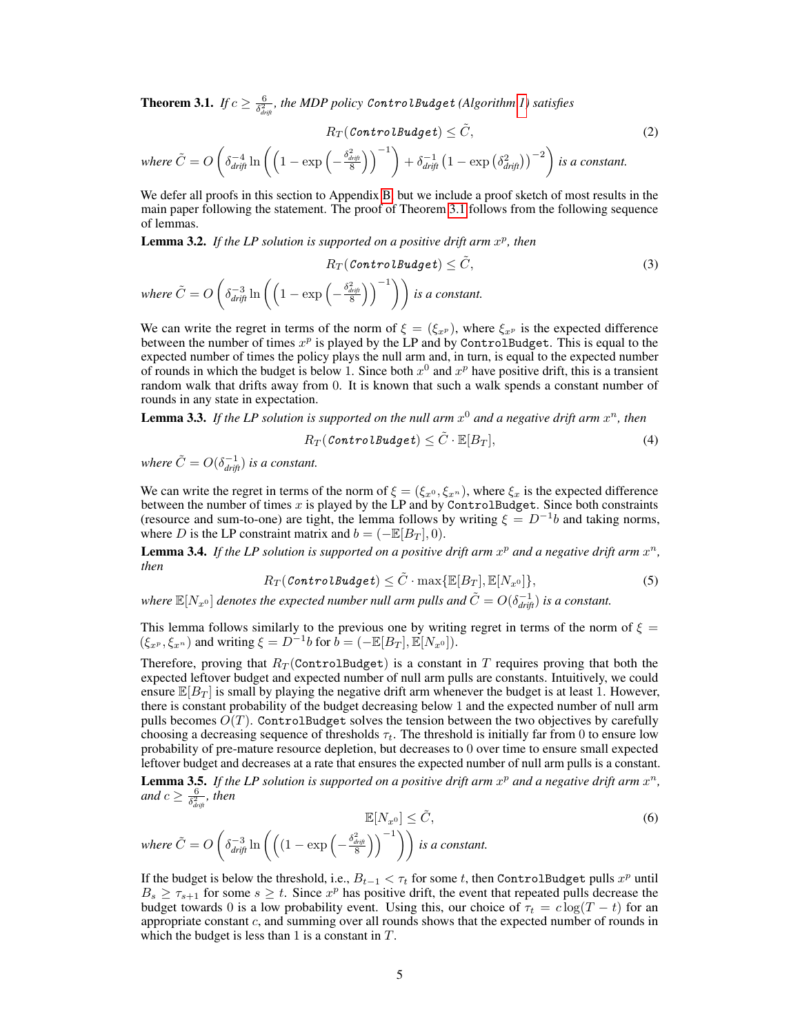**Theorem 3.1.** *If $c \geq \frac{6}{\delta_{drift}^2}$, the MDP policy* `ControlBudget` *(Algorithm 1) satisfies*

$$R_T(\texttt{ControlBudget}) \leq \tilde{C}, \tag{2}$$

*where $\tilde{C} = O\left(\delta_{drift}^{-4} \ln\left(\left(1 - \exp\left(-\frac{\delta_{drift}^2}{8}\right)\right)^{-1}\right) + \delta_{drift}^{-1}\left(1 - \exp\left(\delta_{drift}^2\right)\right)^{-2}\right)$ is a constant.*

We defer all proofs in this section to Appendix B, but we include a proof sketch of most results in the main paper following the statement. The proof of Theorem 3.1 follows from the following sequence of lemmas.

**Lemma 3.2.** *If the LP solution is supported on a positive drift arm $x^p$, then*

$$R_T(\texttt{ControlBudget}) \leq \tilde{C}, \tag{3}$$

*where $\tilde{C} = O\left(\delta_{drift}^{-3} \ln\left(\left(1 - \exp\left(-\frac{\delta_{drift}^2}{8}\right)\right)^{-1}\right)\right)$ is a constant.*

We can write the regret in terms of the norm of $\xi = (\xi_{x^p})$, where $\xi_{x^p}$ is the expected difference between the number of times $x^p$ is played by the LP and by `ControlBudget`. This is equal to the expected number of times the policy plays the null arm and, in turn, is equal to the expected number of rounds in which the budget is below 1. Since both $x^0$ and $x^p$ have positive drift, this is a transient random walk that drifts away from 0. It is known that such a walk spends a constant number of rounds in any state in expectation.

**Lemma 3.3.** *If the LP solution is supported on the null arm $x^0$ and a negative drift arm $x^n$, then*

$$R_T(\texttt{ControlBudget}) \leq \tilde{C} \cdot \mathbb{E}[B_T], \tag{4}$$

*where $\tilde{C} = O(\delta_{drift}^{-1})$ is a constant.*

We can write the regret in terms of the norm of $\xi = (\xi_{x^0}, \xi_{x^n})$, where $\xi_x$ is the expected difference between the number of times $x$ is played by the LP and by `ControlBudget`. Since both constraints (resource and sum-to-one) are tight, the lemma follows by writing $\xi = D^{-1}b$ and taking norms, where $D$ is the LP constraint matrix and $b = (-\mathbb{E}[B_T], 0)$.

**Lemma 3.4.** *If the LP solution is supported on a positive drift arm $x^p$ and a negative drift arm $x^n$, then*

$$R_T(\texttt{ControlBudget}) \leq \tilde{C} \cdot \max\{\mathbb{E}[B_T], \mathbb{E}[N_{x^0}]\}, \tag{5}$$

*where $\mathbb{E}[N_{x^0}]$ denotes the expected number null arm pulls and $\tilde{C} = O(\delta_{drift}^{-1})$ is a constant.*

This lemma follows similarly to the previous one by writing regret in terms of the norm of $\xi = (\xi_{x^p}, \xi_{x^n})$ and writing $\xi = D^{-1}b$ for $b = (-\mathbb{E}[B_T], \mathbb{E}[N_{x^0}])$.

Therefore, proving that $R_T(\texttt{ControlBudget})$ is a constant in $T$ requires proving that both the expected leftover budget and expected number of null arm pulls are constants. Intuitively, we could ensure $\mathbb{E}[B_T]$ is small by playing the negative drift arm whenever the budget is at least 1. However, there is constant probability of the budget decreasing below 1 and the expected number of null arm pulls becomes $O(T)$. `ControlBudget` solves the tension between the two objectives by carefully choosing a decreasing sequence of thresholds $\tau_t$. The threshold is initially far from 0 to ensure low probability of pre-mature resource depletion, but decreases to 0 over time to ensure small expected leftover budget and decreases at a rate that ensures the expected number of null arm pulls is a constant.

**Lemma 3.5.** *If the LP solution is supported on a positive drift arm $x^p$ and a negative drift arm $x^n$, and $c \geq \frac{6}{\delta_{drift}^2}$, then*

$$\mathbb{E}[N_{x^0}] \leq \tilde{C}, \tag{6}$$

*where $\tilde{C} = O\left(\delta_{drift}^{-3} \ln\left(\left((1 - \exp\left(-\frac{\delta_{drift}^2}{8}\right)\right)^{-1}\right)\right)$ is a constant.*

If the budget is below the threshold, i.e., $B_{t-1} < \tau_t$ for some $t$, then `ControlBudget` pulls $x^p$ until $B_s \geq \tau_{s+1}$ for some $s \geq t$. Since $x^p$ has positive drift, the event that repeated pulls decrease the budget towards 0 is a low probability event. Using this, our choice of $\tau_t = c\log(T-t)$ for an appropriate constant $c$, and summing over all rounds shows that the expected number of rounds in which the budget is less than 1 is a constant in $T$.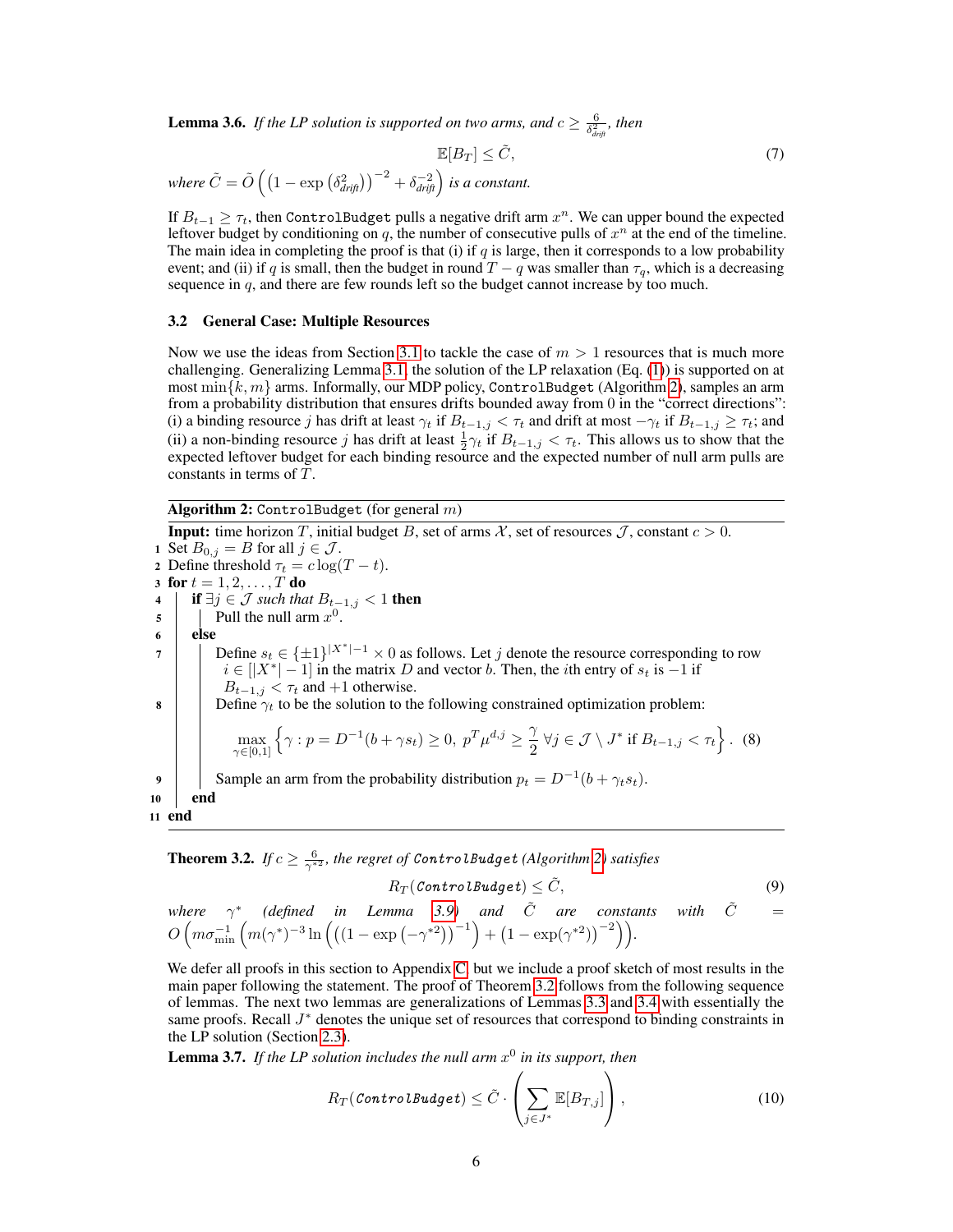**Lemma 3.6.** *If the LP solution is supported on two arms, and $c \geq \frac{6}{\delta_{drift}^2}$, then*

$$\mathbb{E}[B_T] \leq \tilde{C}, \tag{7}$$

*where $\tilde{C} = \tilde{O}\left(\left(1 - \exp\left(\delta_{drift}^2\right)\right)^{-2} + \delta_{drift}^{-2}\right)$ is a constant.*

If $B_{t-1} \geq \tau_t$, then `ControlBudget` pulls a negative drift arm $x^n$. We can upper bound the expected leftover budget by conditioning on $q$, the number of consecutive pulls of $x^n$ at the end of the timeline. The main idea in completing the proof is that (i) if $q$ is large, then it corresponds to a low probability event; and (ii) if $q$ is small, then the budget in round $T - q$ was smaller than $\tau_q$, which is a decreasing sequence in $q$, and there are few rounds left so the budget cannot increase by too much.

### 3.2 General Case: Multiple Resources

Now we use the ideas from Section 3.1 to tackle the case of $m > 1$ resources that is much more challenging. Generalizing Lemma 3.1, the solution of the LP relaxation (Eq. (1)) is supported on at most $\min\{k, m\}$ arms. Informally, our MDP policy, `ControlBudget` (Algorithm 2), samples an arm from a probability distribution that ensures drifts bounded away from 0 in the "correct directions": (i) a binding resource $j$ has drift at least $\gamma_t$ if $B_{t-1,j} < \tau_t$ and drift at most $-\gamma_t$ if $B_{t-1,j} \geq \tau_t$; and (ii) a non-binding resource $j$ has drift at least $\frac{1}{2}\gamma_t$ if $B_{t-1,j} < \tau_t$. This allows us to show that the expected leftover budget for each binding resource and the expected number of null arm pulls are constants in terms of $T$.

---

**Algorithm 2:** `ControlBudget` (for general $m$)

**Input:** time horizon $T$, initial budget $B$, set of arms $\mathcal{X}$, set of resources $\mathcal{J}$, constant $c > 0$.

1. Set $B_{0,j} = B$ for all $j \in \mathcal{J}$.
2. Define threshold $\tau_t = c\log(T - t)$.
3. **for** $t = 1, 2, \ldots, T$ **do**
4. &nbsp;&nbsp;&nbsp;&nbsp;**if** $\exists j \in \mathcal{J}$ *such that* $B_{t-1,j} < 1$ **then**
5. &nbsp;&nbsp;&nbsp;&nbsp;&nbsp;&nbsp;&nbsp;&nbsp;Pull the null arm $x^0$.
6. &nbsp;&nbsp;&nbsp;&nbsp;**else**
7. &nbsp;&nbsp;&nbsp;&nbsp;&nbsp;&nbsp;&nbsp;&nbsp;Define $s_t \in \{\pm 1\}^{|X^*|-1} \times 0$ as follows. Let $j$ denote the resource corresponding to row $i \in [|X^*| - 1]$ in the matrix $D$ and vector $b$. Then, the $i$th entry of $s_t$ is $-1$ if $B_{t-1,j} < \tau_t$ and $+1$ otherwise.
8. &nbsp;&nbsp;&nbsp;&nbsp;&nbsp;&nbsp;&nbsp;&nbsp;Define $\gamma_t$ to be the solution to the following constrained optimization problem:
$$\max_{\gamma \in [0,1]} \left\{\gamma : p = D^{-1}(b + \gamma s_t) \geq 0,\ p^T \mu^{d,j} \geq \frac{\gamma}{2}\ \forall j \in \mathcal{J} \setminus J^* \text{ if } B_{t-1,j} < \tau_t\right\}. \tag{8}$$
9. &nbsp;&nbsp;&nbsp;&nbsp;&nbsp;&nbsp;&nbsp;&nbsp;Sample an arm from the probability distribution $p_t = D^{-1}(b + \gamma_t s_t)$.
10. &nbsp;&nbsp;&nbsp;&nbsp;**end**
11. **end**

---

**Theorem 3.2.** *If $c \geq \frac{6}{\gamma^{*2}}$, the regret of `ControlBudget` (Algorithm 2) satisfies*

$$R_T(\texttt{ControlBudget}) \leq \tilde{C}, \tag{9}$$

*where $\gamma^*$ (defined in Lemma 3.9) and $\tilde{C}$ are constants with $\tilde{C} = O\left(m\sigma_{\min}^{-1}\left(m(\gamma^*)^{-3}\ln\left(\left((1 - \exp\left(-\gamma^{*2}\right)\right)^{-1}\right) + \left(1 - \exp(\gamma^{*2})\right)^{-2}\right)\right)$.*

We defer all proofs in this section to Appendix C, but we include a proof sketch of most results in the main paper following the statement. The proof of Theorem 3.2 follows from the following sequence of lemmas. The next two lemmas are generalizations of Lemmas 3.3 and 3.4 with essentially the same proofs. Recall $J^*$ denotes the unique set of resources that correspond to binding constraints in the LP solution (Section 2.3).

**Lemma 3.7.** *If the LP solution includes the null arm $x^0$ in its support, then*

$$R_T(\texttt{ControlBudget}) \leq \tilde{C} \cdot \left(\sum_{j \in J^*} \mathbb{E}[B_{T,j}]\right), \tag{10}$$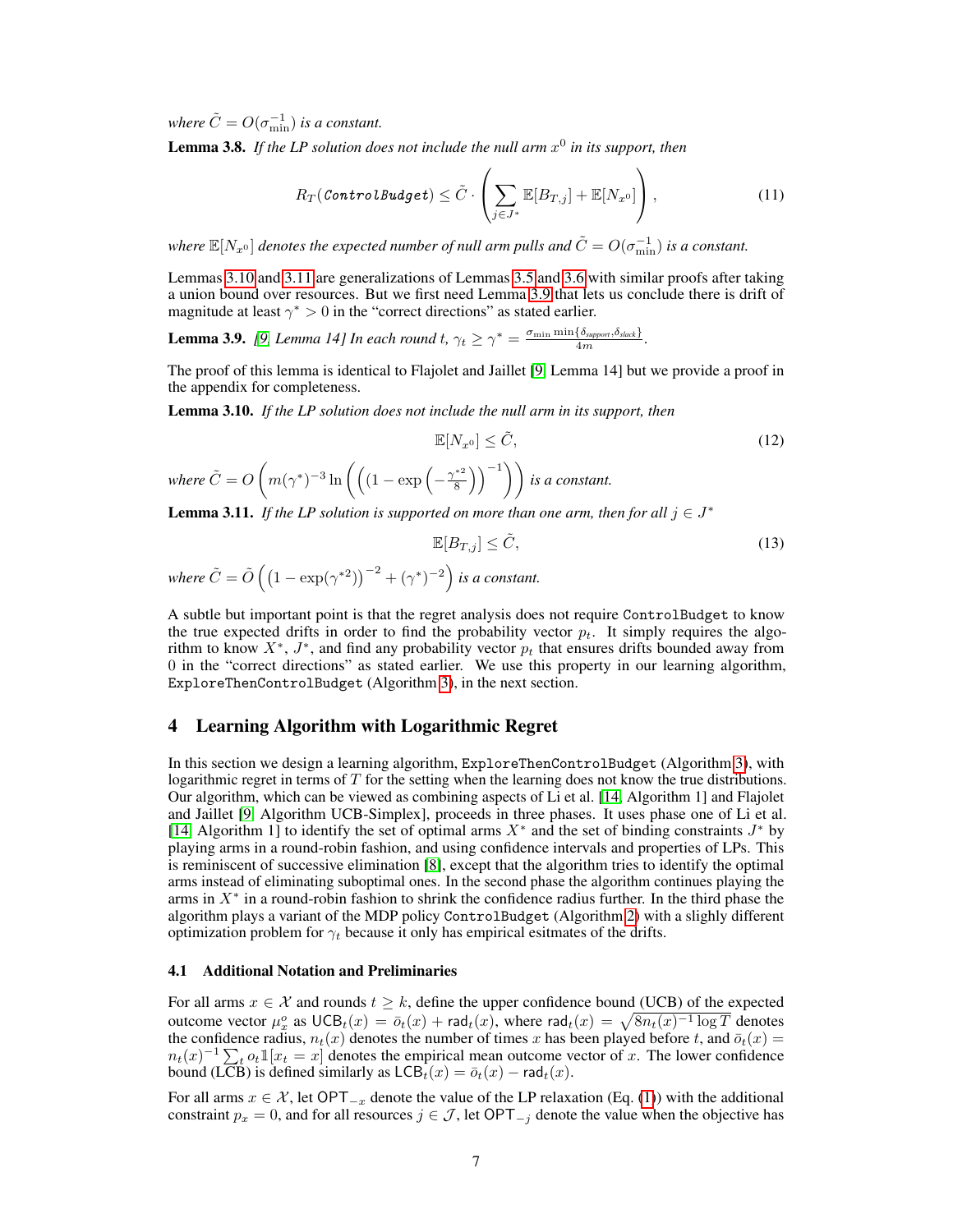*where $\tilde{C} = O(\sigma_{\min}^{-1})$ is a constant.*

**Lemma 3.8.** *If the LP solution does not include the null arm $x^0$ in its support, then*

$$R_T(\texttt{ControlBudget}) \leq \tilde{C} \cdot \left( \sum_{j \in J^*} \mathbb{E}[B_{T,j}] + \mathbb{E}[N_{x^0}] \right), \tag{11}$$

*where $\mathbb{E}[N_{x^0}]$ denotes the expected number of null arm pulls and $\tilde{C} = O(\sigma_{\min}^{-1})$ is a constant.*

Lemmas 3.10 and 3.11 are generalizations of Lemmas 3.5 and 3.6 with similar proofs after taking a union bound over resources. But we first need Lemma 3.9 that lets us conclude there is drift of magnitude at least $\gamma^* > 0$ in the "correct directions" as stated earlier.

**Lemma 3.9.** *[9, Lemma 14] In each round $t$, $\gamma_t \geq \gamma^* = \frac{\sigma_{\min} \min\{\delta_{\text{support}}, \delta_{\text{slack}}\}}{4m}$.*

The proof of this lemma is identical to Flajolet and Jaillet [9, Lemma 14] but we provide a proof in the appendix for completeness.

**Lemma 3.10.** *If the LP solution does not include the null arm in its support, then*

$$\mathbb{E}[N_{x^0}] \leq \tilde{C}, \tag{12}$$

*where $\tilde{C} = O\left( m(\gamma^*)^{-3} \ln \left( \left( (1 - \exp\left( -\frac{\gamma^{*2}}{8} \right) \right)^{-1} \right) \right)$ is a constant.*

**Lemma 3.11.** *If the LP solution is supported on more than one arm, then for all $j \in J^*$*

$$\mathbb{E}[B_{T,j}] \leq \tilde{C}, \tag{13}$$

*where $\tilde{C} = \tilde{O}\left( \left(1 - \exp(\gamma^{*2})\right)^{-2} + (\gamma^*)^{-2} \right)$ is a constant.*

A subtle but important point is that the regret analysis does not require `ControlBudget` to know the true expected drifts in order to find the probability vector $p_t$. It simply requires the algorithm to know $X^*$, $J^*$, and find any probability vector $p_t$ that ensures drifts bounded away from 0 in the "correct directions" as stated earlier. We use this property in our learning algorithm, `ExploreThenControlBudget` (Algorithm 3), in the next section.

## 4 Learning Algorithm with Logarithmic Regret

In this section we design a learning algorithm, `ExploreThenControlBudget` (Algorithm 3), with logarithmic regret in terms of $T$ for the setting when the learning does not know the true distributions. Our algorithm, which can be viewed as combining aspects of Li et al. [14, Algorithm 1] and Flajolet and Jaillet [9, Algorithm UCB-Simplex], proceeds in three phases. It uses phase one of Li et al. [14, Algorithm 1] to identify the set of optimal arms $X^*$ and the set of binding constraints $J^*$ by playing arms in a round-robin fashion, and using confidence intervals and properties of LPs. This is reminiscent of successive elimination [8], except that the algorithm tries to identify the optimal arms instead of eliminating suboptimal ones. In the second phase the algorithm continues playing the arms in $X^*$ in a round-robin fashion to shrink the confidence radius further. In the third phase the algorithm plays a variant of the MDP policy `ControlBudget` (Algorithm 2) with a slighly different optimization problem for $\gamma_t$ because it only has empirical esitmates of the drifts.

### 4.1 Additional Notation and Preliminaries

For all arms $x \in \mathcal{X}$ and rounds $t \geq k$, define the upper confidence bound (UCB) of the expected outcome vector $\mu_x^o$ as $\mathsf{UCB}_t(x) = \bar{o}_t(x) + \mathsf{rad}_t(x)$, where $\mathsf{rad}_t(x) = \sqrt{8n_t(x)^{-1} \log T}$ denotes the confidence radius, $n_t(x)$ denotes the number of times $x$ has been played before $t$, and $\bar{o}_t(x) = n_t(x)^{-1} \sum_t o_t \mathbb{1}[x_t = x]$ denotes the empirical mean outcome vector of $x$. The lower confidence bound (LCB) is defined similarly as $\mathsf{LCB}_t(x) = \bar{o}_t(x) - \mathsf{rad}_t(x)$.

For all arms $x \in \mathcal{X}$, let $\mathsf{OPT}_{-x}$ denote the value of the LP relaxation (Eq. (1)) with the additional constraint $p_x = 0$, and for all resources $j \in \mathcal{J}$, let $\mathsf{OPT}_{-j}$ denote the value when the objective has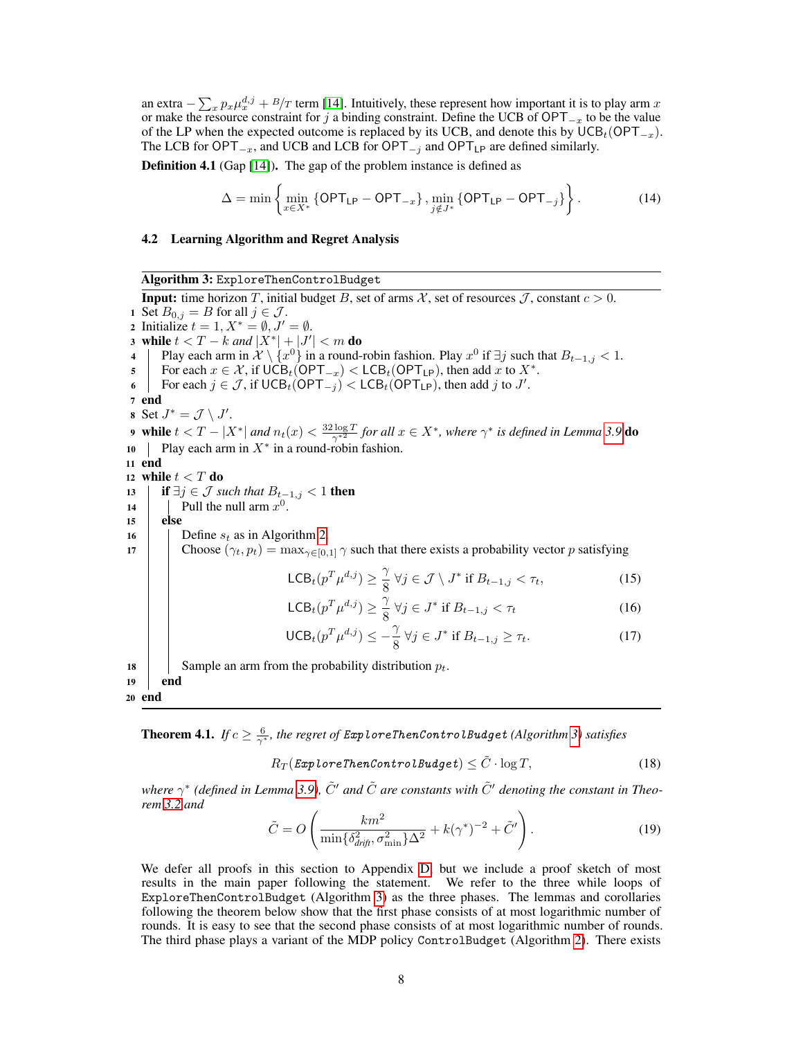an extra $-\sum_x p_x \mu_x^{d,j} + B/T$ term [14]. Intuitively, these represent how important it is to play arm $x$ or make the resource constraint for $j$ a binding constraint. Define the UCB of $\mathsf{OPT}_{-x}$ to be the value of the LP when the expected outcome is replaced by its UCB, and denote this by $\mathsf{UCB}_t(\mathsf{OPT}_{-x})$. The LCB for $\mathsf{OPT}_{-x}$, and UCB and LCB for $\mathsf{OPT}_{-j}$ and $\mathsf{OPT}_{\mathsf{LP}}$ are defined similarly.

**Definition 4.1** (Gap [14]). The gap of the problem instance is defined as

$$\Delta = \min\left\{ \min_{x \in X^*} \{\mathsf{OPT}_{\mathsf{LP}} - \mathsf{OPT}_{-x}\}, \min_{j \notin J^*} \{\mathsf{OPT}_{\mathsf{LP}} - \mathsf{OPT}_{-j}\} \right\}. \tag{14}$$

## 4.2 Learning Algorithm and Regret Analysis

**Algorithm 3:** `ExploreThenControlBudget`

**Input:** time horizon $T$, initial budget $B$, set of arms $\mathcal{X}$, set of resources $\mathcal{J}$, constant $c > 0$.

```
1  Set B_{0,j} = B for all j ∈ J.
2  Initialize t = 1, X* = ∅, J' = ∅.
3  while t < T − k and |X*| + |J'| < m do
4      Play each arm in X \ {x^0} in a round-robin fashion. Play x^0 if ∃j such that B_{t−1,j} < 1.
5      For each x ∈ X, if UCB_t(OPT_{−x}) < LCB_t(OPT_LP), then add x to X*.
6      For each j ∈ J, if UCB_t(OPT_{−j}) < LCB_t(OPT_LP), then add j to J'.
7  end
8  Set J* = J \ J'.
9  while t < T − |X*| and n_t(x) < (32 log T)/(γ*^2) for all x ∈ X*, where γ* is defined in Lemma 3.9 do
10     Play each arm in X* in a round-robin fashion.
11 end
12 while t < T do
13     if ∃j ∈ J such that B_{t−1,j} < 1 then
14         Pull the null arm x^0.
15     else
16         Define s_t as in Algorithm 2
17         Choose (γ_t, p_t) = max_{γ∈[0,1]} γ such that there exists a probability vector p satisfying
               (15), (16), (17)
18         Sample an arm from the probability distribution p_t.
19     end
20 end
```

$$\mathsf{LCB}_t(p^T \mu^{d,j}) \geq \frac{\gamma}{8} \; \forall j \in \mathcal{J} \setminus J^* \text{ if } B_{t-1,j} < \tau_t, \tag{15}$$

$$\mathsf{LCB}_t(p^T \mu^{d,j}) \geq \frac{\gamma}{8} \; \forall j \in J^* \text{ if } B_{t-1,j} < \tau_t \tag{16}$$

$$\mathsf{UCB}_t(p^T \mu^{d,j}) \leq -\frac{\gamma}{8} \; \forall j \in J^* \text{ if } B_{t-1,j} \geq \tau_t. \tag{17}$$

**Theorem 4.1.** *If $c \geq \frac{6}{\gamma^*}$, the regret of* `ExploreThenControlBudget` *(Algorithm 3) satisfies*

$$R_T(\mathit{ExploreThenControlBudget}) \leq \tilde{C} \cdot \log T, \tag{18}$$

*where $\gamma^*$ (defined in Lemma 3.9), $\tilde{C}'$ and $\tilde{C}$ are constants with $\tilde{C}'$ denoting the constant in Theorem 3.2 and*

$$\tilde{C} = O\left( \frac{km^2}{\min\{\delta_{drift}^2, \sigma_{\min}^2\}\Delta^2} + k(\gamma^*)^{-2} + \tilde{C}' \right). \tag{19}$$

We defer all proofs in this section to Appendix D but we include a proof sketch of most results in the main paper following the statement. We refer to the three while loops of `ExploreThenControlBudget` (Algorithm 3) as the three phases. The lemmas and corollaries following the theorem below show that the first phase consists of at most logarithmic number of rounds. It is easy to see that the second phase consists of at most logarithmic number of rounds. The third phase plays a variant of the MDP policy `ControlBudget` (Algorithm 2). There exists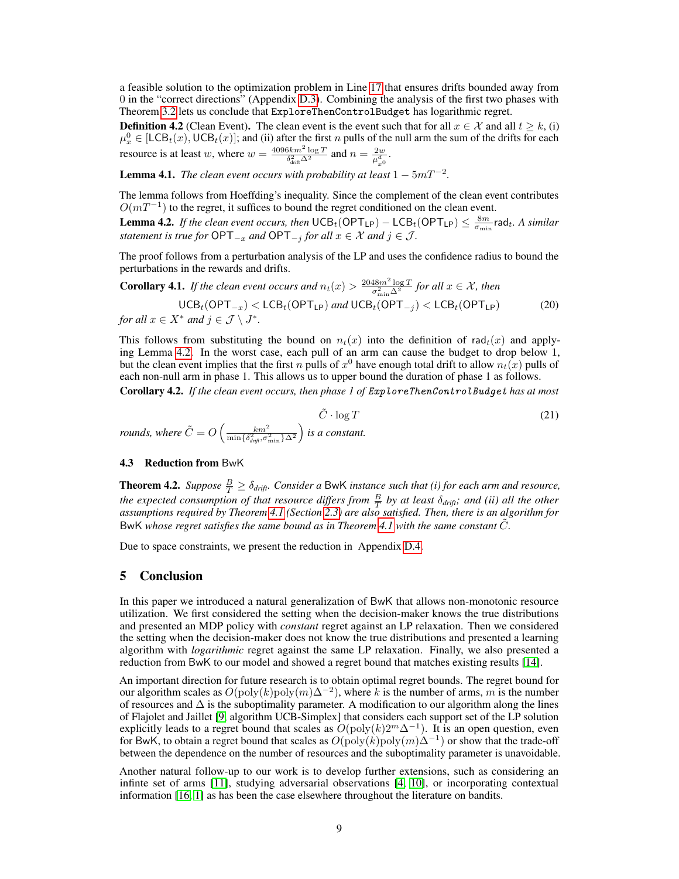a feasible solution to the optimization problem in Line 17 that ensures drifts bounded away from 0 in the "correct directions" (Appendix D.3). Combining the analysis of the first two phases with Theorem 3.2 lets us conclude that `ExploreThenControlBudget` has logarithmic regret.

**Definition 4.2** (Clean Event). The clean event is the event such that for all $x \in \mathcal{X}$ and all $t \geq k$, (i) $\mu_x^0 \in [\mathsf{LCB}_t(x), \mathsf{UCB}_t(x)]$; and (ii) after the first $n$ pulls of the null arm the sum of the drifts for each resource is at least $w$, where $w = \frac{4096 k m^2 \log T}{\delta_{\text{drift}}^2 \Delta^2}$ and $n = \frac{2w}{\mu_{x^0}^d}$.

**Lemma 4.1.** *The clean event occurs with probability at least $1 - 5mT^{-2}$.*

The lemma follows from Hoeffding's inequality. Since the complement of the clean event contributes $O(mT^{-1})$ to the regret, it suffices to bound the regret conditioned on the clean event.

**Lemma 4.2.** *If the clean event occurs, then $\mathsf{UCB}_t(\mathsf{OPT}_{\mathsf{LP}}) - \mathsf{LCB}_t(\mathsf{OPT}_{\mathsf{LP}}) \leq \frac{8m}{\sigma_{\min}} \mathsf{rad}_t$. A similar statement is true for $\mathsf{OPT}_{-x}$ and $\mathsf{OPT}_{-j}$ for all $x \in \mathcal{X}$ and $j \in \mathcal{J}$.*

The proof follows from a perturbation analysis of the LP and uses the confidence radius to bound the perturbations in the rewards and drifts.

**Corollary 4.1.** *If the clean event occurs and $n_t(x) > \frac{2048 m^2 \log T}{\sigma_{\min}^2 \Delta^2}$ for all $x \in \mathcal{X}$, then*

$$\mathsf{UCB}_t(\mathsf{OPT}_{-x}) < \mathsf{LCB}_t(\mathsf{OPT}_{\mathsf{LP}}) \text{ and } \mathsf{UCB}_t(\mathsf{OPT}_{-j}) < \mathsf{LCB}_t(\mathsf{OPT}_{\mathsf{LP}}) \tag{20}$$

*for all $x \in X^*$ and $j \in \mathcal{J} \setminus J^*$.*

This follows from substituting the bound on $n_t(x)$ into the definition of $\mathsf{rad}_t(x)$ and applying Lemma 4.2. In the worst case, each pull of an arm can cause the budget to drop below 1, but the clean event implies that the first $n$ pulls of $x^0$ have enough total drift to allow $n_t(x)$ pulls of each non-null arm in phase 1. This allows us to upper bound the duration of phase 1 as follows.

**Corollary 4.2.** *If the clean event occurs, then phase 1 of `ExploreThenControlBudget` has at most*

$$\tilde{C} \cdot \log T \tag{21}$$

*rounds, where $\tilde{C} = O\left(\frac{km^2}{\min\{\delta_{\text{drift}}^2, \sigma_{\min}^2\}\Delta^2}\right)$ is a constant.*

### 4.3 Reduction from BwK

**Theorem 4.2.** *Suppose $\frac{B}{T} \geq \delta_{\text{drift}}$. Consider a BwK instance such that (i) for each arm and resource, the expected consumption of that resource differs from $\frac{B}{T}$ by at least $\delta_{\text{drift}}$; and (ii) all the other assumptions required by Theorem 4.1 (Section 2.3) are also satisfied. Then, there is an algorithm for BwK whose regret satisfies the same bound as in Theorem 4.1 with the same constant $\tilde{C}$.*

Due to space constraints, we present the reduction in Appendix D.4.

## 5 Conclusion

In this paper we introduced a natural generalization of BwK that allows non-monotonic resource utilization. We first considered the setting when the decision-maker knows the true distributions and presented an MDP policy with *constant* regret against an LP relaxation. Then we considered the setting when the decision-maker does not know the true distributions and presented a learning algorithm with *logarithmic* regret against the same LP relaxation. Finally, we also presented a reduction from BwK to our model and showed a regret bound that matches existing results [14].

An important direction for future research is to obtain optimal regret bounds. The regret bound for our algorithm scales as $O(\text{poly}(k)\text{poly}(m)\Delta^{-2})$, where $k$ is the number of arms, $m$ is the number of resources and $\Delta$ is the suboptimality parameter. A modification to our algorithm along the lines of Flajolet and Jaillet [9, algorithm UCB-Simplex] that considers each support set of the LP solution explicitly leads to a regret bound that scales as $O(\text{poly}(k)2^m\Delta^{-1})$. It is an open question, even for BwK, to obtain a regret bound that scales as $O(\text{poly}(k)\text{poly}(m)\Delta^{-1})$ or show that the trade-off between the dependence on the number of resources and the suboptimality parameter is unavoidable.

Another natural follow-up to our work is to develop further extensions, such as considering an infinte set of arms [11], studying adversarial observations [4, 10], or incorporating contextual information [16, 1] as has been the case elsewhere throughout the literature on bandits.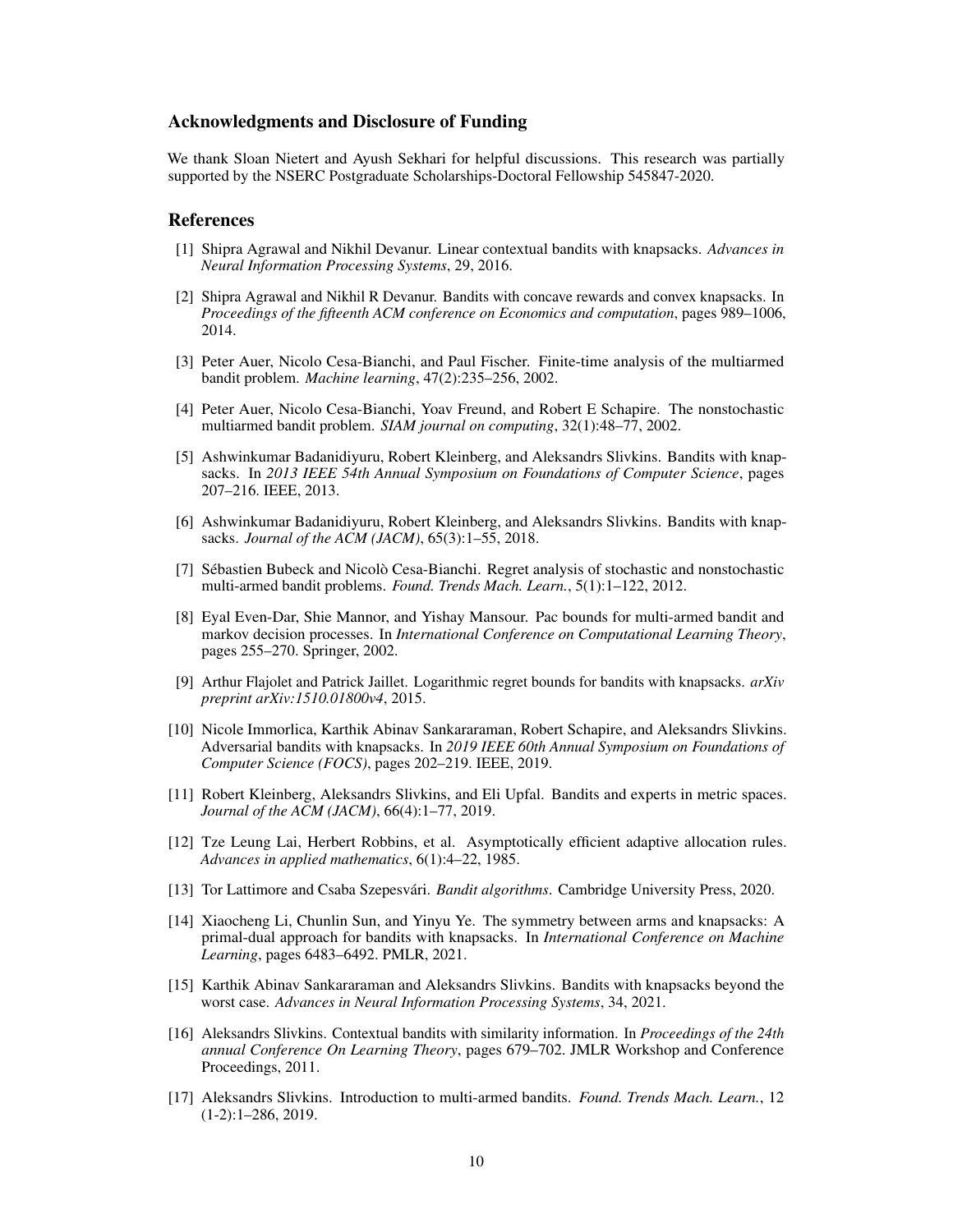### Acknowledgments and Disclosure of Funding

We thank Sloan Nietert and Ayush Sekhari for helpful discussions. This research was partially supported by the NSERC Postgraduate Scholarships-Doctoral Fellowship 545847-2020.

## References

[1] Shipra Agrawal and Nikhil Devanur. Linear contextual bandits with knapsacks. *Advances in Neural Information Processing Systems*, 29, 2016.

[2] Shipra Agrawal and Nikhil R Devanur. Bandits with concave rewards and convex knapsacks. In *Proceedings of the fifteenth ACM conference on Economics and computation*, pages 989–1006, 2014.

[3] Peter Auer, Nicolo Cesa-Bianchi, and Paul Fischer. Finite-time analysis of the multiarmed bandit problem. *Machine learning*, 47(2):235–256, 2002.

[4] Peter Auer, Nicolo Cesa-Bianchi, Yoav Freund, and Robert E Schapire. The nonstochastic multiarmed bandit problem. *SIAM journal on computing*, 32(1):48–77, 2002.

[5] Ashwinkumar Badanidiyuru, Robert Kleinberg, and Aleksandrs Slivkins. Bandits with knapsacks. In *2013 IEEE 54th Annual Symposium on Foundations of Computer Science*, pages 207–216. IEEE, 2013.

[6] Ashwinkumar Badanidiyuru, Robert Kleinberg, and Aleksandrs Slivkins. Bandits with knapsacks. *Journal of the ACM (JACM)*, 65(3):1–55, 2018.

[7] Sébastien Bubeck and Nicolò Cesa-Bianchi. Regret analysis of stochastic and nonstochastic multi-armed bandit problems. *Found. Trends Mach. Learn.*, 5(1):1–122, 2012.

[8] Eyal Even-Dar, Shie Mannor, and Yishay Mansour. Pac bounds for multi-armed bandit and markov decision processes. In *International Conference on Computational Learning Theory*, pages 255–270. Springer, 2002.

[9] Arthur Flajolet and Patrick Jaillet. Logarithmic regret bounds for bandits with knapsacks. *arXiv preprint arXiv:1510.01800v4*, 2015.

[10] Nicole Immorlica, Karthik Abinav Sankararaman, Robert Schapire, and Aleksandrs Slivkins. Adversarial bandits with knapsacks. In *2019 IEEE 60th Annual Symposium on Foundations of Computer Science (FOCS)*, pages 202–219. IEEE, 2019.

[11] Robert Kleinberg, Aleksandrs Slivkins, and Eli Upfal. Bandits and experts in metric spaces. *Journal of the ACM (JACM)*, 66(4):1–77, 2019.

[12] Tze Leung Lai, Herbert Robbins, et al. Asymptotically efficient adaptive allocation rules. *Advances in applied mathematics*, 6(1):4–22, 1985.

[13] Tor Lattimore and Csaba Szepesvári. *Bandit algorithms*. Cambridge University Press, 2020.

[14] Xiaocheng Li, Chunlin Sun, and Yinyu Ye. The symmetry between arms and knapsacks: A primal-dual approach for bandits with knapsacks. In *International Conference on Machine Learning*, pages 6483–6492. PMLR, 2021.

[15] Karthik Abinav Sankararaman and Aleksandrs Slivkins. Bandits with knapsacks beyond the worst case. *Advances in Neural Information Processing Systems*, 34, 2021.

[16] Aleksandrs Slivkins. Contextual bandits with similarity information. In *Proceedings of the 24th annual Conference On Learning Theory*, pages 679–702. JMLR Workshop and Conference Proceedings, 2011.

[17] Aleksandrs Slivkins. Introduction to multi-armed bandits. *Found. Trends Mach. Learn.*, 12 (1-2):1–286, 2019.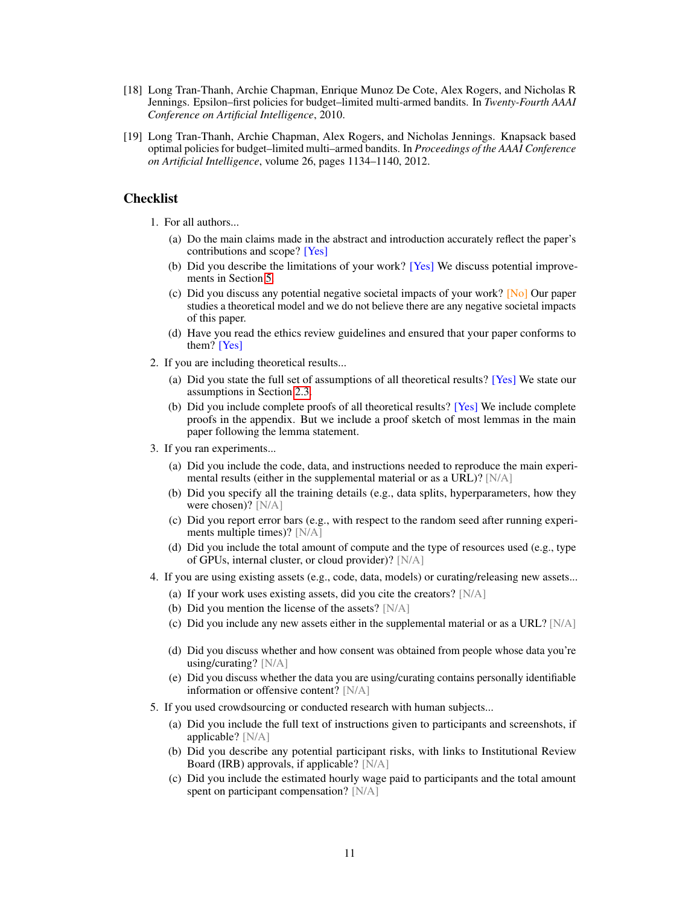[18] Long Tran-Thanh, Archie Chapman, Enrique Munoz De Cote, Alex Rogers, and Nicholas R Jennings. Epsilon–first policies for budget–limited multi-armed bandits. In *Twenty-Fourth AAAI Conference on Artificial Intelligence*, 2010.

[19] Long Tran-Thanh, Archie Chapman, Alex Rogers, and Nicholas Jennings. Knapsack based optimal policies for budget–limited multi–armed bandits. In *Proceedings of the AAAI Conference on Artificial Intelligence*, volume 26, pages 1134–1140, 2012.

## Checklist

1. For all authors...
   (a) Do the main claims made in the abstract and introduction accurately reflect the paper's contributions and scope? [Yes]
   (b) Did you describe the limitations of your work? [Yes] We discuss potential improvements in Section 5.
   (c) Did you discuss any potential negative societal impacts of your work? [No] Our paper studies a theoretical model and we do not believe there are any negative societal impacts of this paper.
   (d) Have you read the ethics review guidelines and ensured that your paper conforms to them? [Yes]
2. If you are including theoretical results...
   (a) Did you state the full set of assumptions of all theoretical results? [Yes] We state our assumptions in Section 2.3.
   (b) Did you include complete proofs of all theoretical results? [Yes] We include complete proofs in the appendix. But we include a proof sketch of most lemmas in the main paper following the lemma statement.
3. If you ran experiments...
   (a) Did you include the code, data, and instructions needed to reproduce the main experimental results (either in the supplemental material or as a URL)? [N/A]
   (b) Did you specify all the training details (e.g., data splits, hyperparameters, how they were chosen)? [N/A]
   (c) Did you report error bars (e.g., with respect to the random seed after running experiments multiple times)? [N/A]
   (d) Did you include the total amount of compute and the type of resources used (e.g., type of GPUs, internal cluster, or cloud provider)? [N/A]
4. If you are using existing assets (e.g., code, data, models) or curating/releasing new assets...
   (a) If your work uses existing assets, did you cite the creators? [N/A]
   (b) Did you mention the license of the assets? [N/A]
   (c) Did you include any new assets either in the supplemental material or as a URL? [N/A]
   (d) Did you discuss whether and how consent was obtained from people whose data you're using/curating? [N/A]
   (e) Did you discuss whether the data you are using/curating contains personally identifiable information or offensive content? [N/A]
5. If you used crowdsourcing or conducted research with human subjects...
   (a) Did you include the full text of instructions given to participants and screenshots, if applicable? [N/A]
   (b) Did you describe any potential participant risks, with links to Institutional Review Board (IRB) approvals, if applicable? [N/A]
   (c) Did you include the estimated hourly wage paid to participants and the total amount spent on participant compensation? [N/A]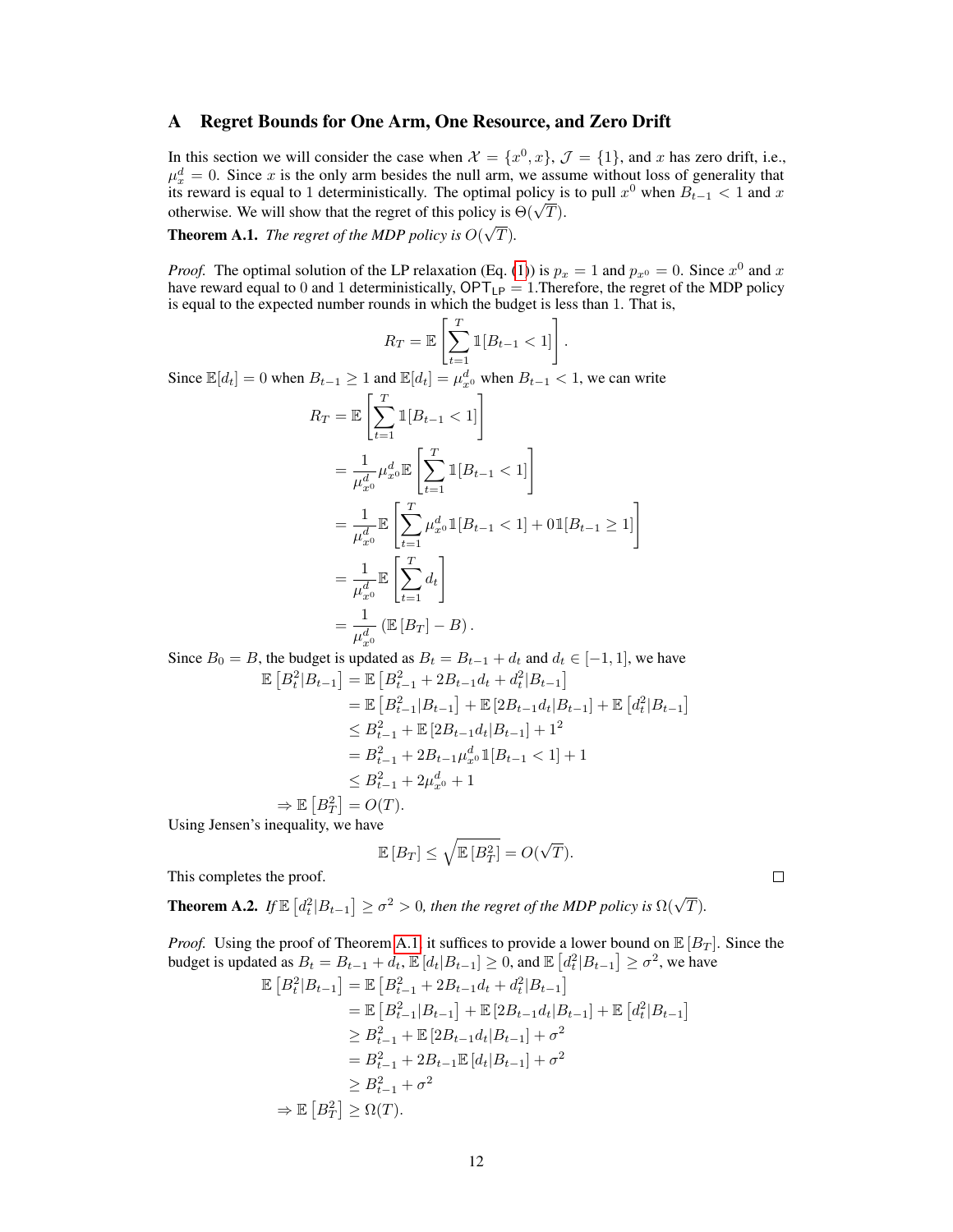## A Regret Bounds for One Arm, One Resource, and Zero Drift

In this section we will consider the case when $\mathcal{X} = \{x^0, x\}$, $\mathcal{J} = \{1\}$, and $x$ has zero drift, i.e., $\mu_x^d = 0$. Since $x$ is the only arm besides the null arm, we assume without loss of generality that its reward is equal to 1 deterministically. The optimal policy is to pull $x^0$ when $B_{t-1} < 1$ and $x$ otherwise. We will show that the regret of this policy is $\Theta(\sqrt{T})$.

**Theorem A.1.** *The regret of the MDP policy is $O(\sqrt{T})$.*

*Proof.* The optimal solution of the LP relaxation (Eq. (1)) is $p_x = 1$ and $p_{x^0} = 0$. Since $x^0$ and $x$ have reward equal to 0 and 1 deterministically, $\mathsf{OPT}_{\mathsf{LP}} = 1$.Therefore, the regret of the MDP policy is equal to the expected number rounds in which the budget is less than 1. That is,

$$R_T = \mathbb{E}\left[\sum_{t=1}^{T} \mathbb{1}[B_{t-1} < 1]\right].$$

Since $\mathbb{E}[d_t] = 0$ when $B_{t-1} \geq 1$ and $\mathbb{E}[d_t] = \mu_{x^0}^d$ when $B_{t-1} < 1$, we can write

$$\begin{aligned}
R_T &= \mathbb{E}\left[\sum_{t=1}^{T} \mathbb{1}[B_{t-1} < 1]\right] \\
&= \frac{1}{\mu_{x^0}^d} \mu_{x^0}^d \mathbb{E}\left[\sum_{t=1}^{T} \mathbb{1}[B_{t-1} < 1]\right] \\
&= \frac{1}{\mu_{x^0}^d} \mathbb{E}\left[\sum_{t=1}^{T} \mu_{x^0}^d \mathbb{1}[B_{t-1} < 1] + 0\mathbb{1}[B_{t-1} \geq 1]\right] \\
&= \frac{1}{\mu_{x^0}^d} \mathbb{E}\left[\sum_{t=1}^{T} d_t\right] \\
&= \frac{1}{\mu_{x^0}^d} \left(\mathbb{E}\left[B_T\right] - B\right).
\end{aligned}$$

Since $B_0 = B$, the budget is updated as $B_t = B_{t-1} + d_t$ and $d_t \in [-1, 1]$, we have

$$\begin{aligned}
\mathbb{E}\left[B_t^2 | B_{t-1}\right] &= \mathbb{E}\left[B_{t-1}^2 + 2B_{t-1}d_t + d_t^2 | B_{t-1}\right] \\
&= \mathbb{E}\left[B_{t-1}^2 | B_{t-1}\right] + \mathbb{E}\left[2B_{t-1}d_t | B_{t-1}\right] + \mathbb{E}\left[d_t^2 | B_{t-1}\right] \\
&\leq B_{t-1}^2 + \mathbb{E}\left[2B_{t-1}d_t | B_{t-1}\right] + 1^2 \\
&= B_{t-1}^2 + 2B_{t-1}\mu_{x^0}^d \mathbb{1}[B_{t-1} < 1] + 1 \\
&\leq B_{t-1}^2 + 2\mu_{x^0}^d + 1 \\
\Rightarrow \mathbb{E}\left[B_T^2\right] &= O(T).
\end{aligned}$$

Using Jensen's inequality, we have

$$\mathbb{E}\left[B_T\right] \leq \sqrt{\mathbb{E}\left[B_T^2\right]} = O(\sqrt{T}).$$

This completes the proof. $\square$

**Theorem A.2.** *If $\mathbb{E}\left[d_t^2 | B_{t-1}\right] \geq \sigma^2 > 0$, then the regret of the MDP policy is $\Omega(\sqrt{T})$.*

*Proof.* Using the proof of Theorem A.1, it suffices to provide a lower bound on $\mathbb{E}\left[B_T\right]$. Since the budget is updated as $B_t = B_{t-1} + d_t$, $\mathbb{E}\left[d_t | B_{t-1}\right] \geq 0$, and $\mathbb{E}\left[d_t^2 | B_{t-1}\right] \geq \sigma^2$, we have

$$\begin{aligned}
\mathbb{E}\left[B_t^2 | B_{t-1}\right] &= \mathbb{E}\left[B_{t-1}^2 + 2B_{t-1}d_t + d_t^2 | B_{t-1}\right] \\
&= \mathbb{E}\left[B_{t-1}^2 | B_{t-1}\right] + \mathbb{E}\left[2B_{t-1}d_t | B_{t-1}\right] + \mathbb{E}\left[d_t^2 | B_{t-1}\right] \\
&\geq B_{t-1}^2 + \mathbb{E}\left[2B_{t-1}d_t | B_{t-1}\right] + \sigma^2 \\
&= B_{t-1}^2 + 2B_{t-1}\mathbb{E}\left[d_t | B_{t-1}\right] + \sigma^2 \\
&\geq B_{t-1}^2 + \sigma^2 \\
\Rightarrow \mathbb{E}\left[B_T^2\right] &\geq \Omega(T).
\end{aligned}$$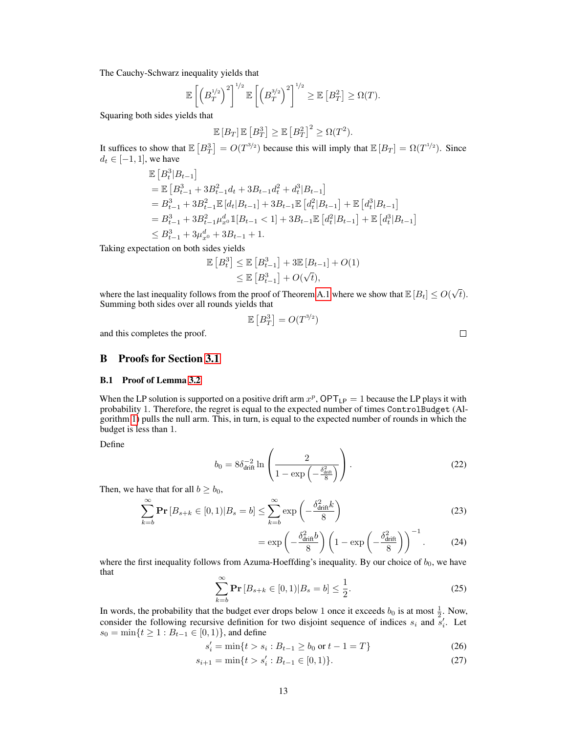The Cauchy-Schwarz inequality yields that

$$\mathbb{E}\left[\left(B_T^{1/2}\right)^2\right]^{1/2}\mathbb{E}\left[\left(B_T^{3/2}\right)^2\right]^{1/2} \geq \mathbb{E}\left[B_T^2\right] \geq \Omega(T).$$

Squaring both sides yields that

$$\mathbb{E}\left[B_T\right]\mathbb{E}\left[B_T^3\right] \geq \mathbb{E}\left[B_T^2\right]^2 \geq \Omega(T^2).$$

It suffices to show that $\mathbb{E}\left[B_T^3\right] = O(T^{3/2})$ because this will imply that $\mathbb{E}\left[B_T\right] = \Omega(T^{1/2})$. Since $d_t \in [-1, 1]$, we have

$$\begin{aligned}
&\mathbb{E}\left[B_t^3 | B_{t-1}\right] \\
&= \mathbb{E}\left[B_{t-1}^3 + 3B_{t-1}^2 d_t + 3B_{t-1} d_t^2 + d_t^3 | B_{t-1}\right] \\
&= B_{t-1}^3 + 3B_{t-1}^2 \mathbb{E}\left[d_t | B_{t-1}\right] + 3B_{t-1}\mathbb{E}\left[d_t^2 | B_{t-1}\right] + \mathbb{E}\left[d_t^3 | B_{t-1}\right] \\
&= B_{t-1}^3 + 3B_{t-1}^2 \mu_{x^0}^d \mathbb{1}[B_{t-1} < 1] + 3B_{t-1}\mathbb{E}\left[d_t^2 | B_{t-1}\right] + \mathbb{E}\left[d_t^3 | B_{t-1}\right] \\
&\leq B_{t-1}^3 + 3\mu_{x^0}^d + 3B_{t-1} + 1.
\end{aligned}$$

Taking expectation on both sides yields

$$\begin{aligned}
\mathbb{E}\left[B_t^3\right] &\leq \mathbb{E}\left[B_{t-1}^3\right] + 3\mathbb{E}\left[B_{t-1}\right] + O(1) \\
&\leq \mathbb{E}\left[B_{t-1}^3\right] + O(\sqrt{t}),
\end{aligned}$$

where the last inequality follows from the proof of Theorem A.1 where we show that $\mathbb{E}\left[B_t\right] \leq O(\sqrt{t})$. Summing both sides over all rounds yields that

$$\mathbb{E}\left[B_T^3\right] = O(T^{3/2})$$

and this completes the proof. □

# B Proofs for Section 3.1

## B.1 Proof of Lemma 3.2

When the LP solution is supported on a positive drift arm $x^p$, $\mathsf{OPT}_{\mathsf{LP}} = 1$ because the LP plays it with probability 1. Therefore, the regret is equal to the expected number of times `ControlBudget` (Algorithm 1) pulls the null arm. This, in turn, is equal to the expected number of rounds in which the budget is less than 1.

Define

$$b_0 = 8\delta_{\text{drift}}^{-2} \ln\left(\frac{2}{1 - \exp\left(-\frac{\delta_{\text{drift}}^2}{8}\right)}\right). \tag{22}$$

Then, we have that for all $b \geq b_0$,

$$\begin{aligned}
\sum_{k=b}^{\infty} \mathbf{Pr}\left[B_{s+k} \in [0, 1) | B_s = b\right] &\leq \sum_{k=b}^{\infty} \exp\left(-\frac{\delta_{\text{drift}}^2 k}{8}\right) &(23)\\
&= \exp\left(-\frac{\delta_{\text{drift}}^2 b}{8}\right)\left(1 - \exp\left(-\frac{\delta_{\text{drift}}^2}{8}\right)\right)^{-1}. &(24)
\end{aligned}$$

where the first inequality follows from Azuma-Hoeffding's inequality. By our choice of $b_0$, we have that

$$\sum_{k=b}^{\infty} \mathbf{Pr}\left[B_{s+k} \in [0, 1) | B_s = b\right] \leq \frac{1}{2}. \tag{25}$$

In words, the probability that the budget ever drops below 1 once it exceeds $b_0$ is at most $\frac{1}{2}$. Now, consider the following recursive definition for two disjoint sequence of indices $s_i$ and $s_i'$. Let $s_0 = \min\{t \geq 1 : B_{t-1} \in [0, 1)\}$, and define

$$\begin{aligned}
s_i' &= \min\{t > s_i : B_{t-1} \geq b_0 \text{ or } t - 1 = T\} &(26)\\
s_{i+1} &= \min\{t > s_i' : B_{t-1} \in [0, 1)\}. &(27)
\end{aligned}$$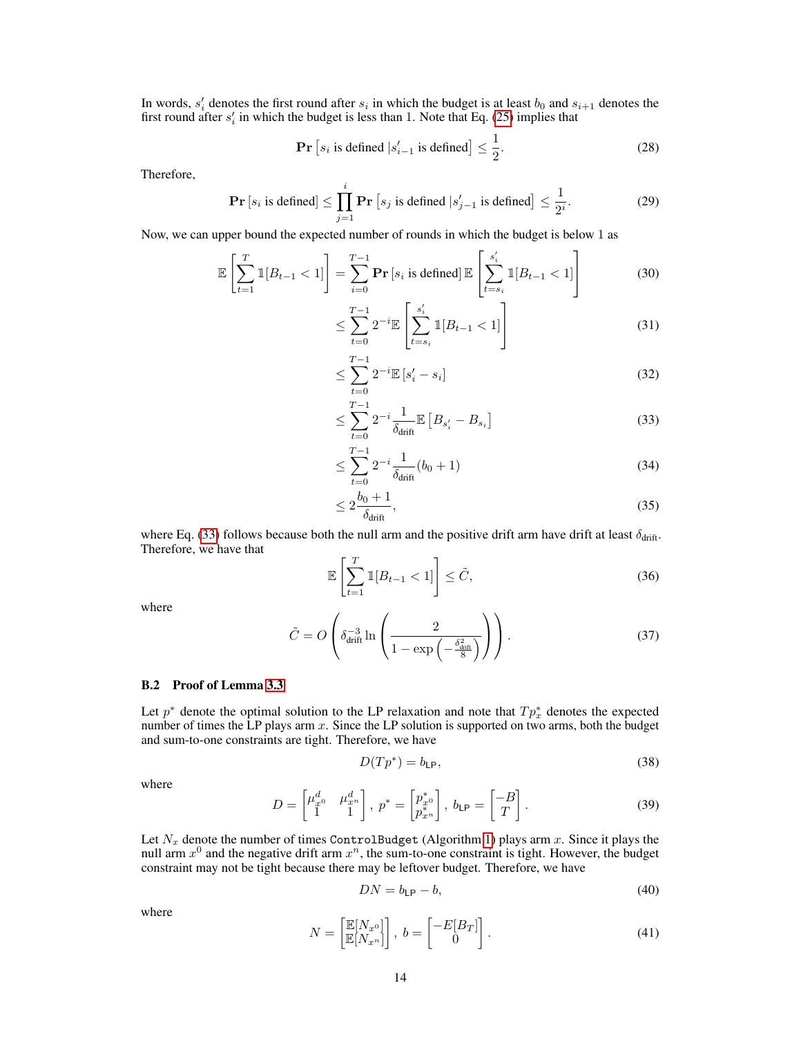In words, $s'_i$ denotes the first round after $s_i$ in which the budget is at least $b_0$ and $s_{i+1}$ denotes the first round after $s'_i$ in which the budget is less than 1. Note that Eq. (25) implies that

$$\mathbf{Pr}\left[s_i \text{ is defined} \,|s'_{i-1} \text{ is defined}\right] \leq \frac{1}{2}. \tag{28}$$

Therefore,

$$\mathbf{Pr}\left[s_i \text{ is defined}\right] \leq \prod_{j=1}^{i} \mathbf{Pr}\left[s_j \text{ is defined} \,|s'_{j-1} \text{ is defined}\right] \leq \frac{1}{2^i}. \tag{29}$$

Now, we can upper bound the expected number of rounds in which the budget is below 1 as

$$\begin{aligned}
\mathbb{E}\left[\sum_{t=1}^{T} \mathbb{1}[B_{t-1} < 1]\right] &= \sum_{i=0}^{T-1} \mathbf{Pr}\left[s_i \text{ is defined}\right] \mathbb{E}\left[\sum_{t=s_i}^{s'_i} \mathbb{1}[B_{t-1} < 1]\right] && (30)\\
&\leq \sum_{t=0}^{T-1} 2^{-i} \mathbb{E}\left[\sum_{t=s_i}^{s'_i} \mathbb{1}[B_{t-1} < 1]\right] && (31)\\
&\leq \sum_{t=0}^{T-1} 2^{-i} \mathbb{E}\left[s'_i - s_i\right] && (32)\\
&\leq \sum_{t=0}^{T-1} 2^{-i} \frac{1}{\delta_{\mathsf{drift}}} \mathbb{E}\left[B_{s'_i} - B_{s_i}\right] && (33)\\
&\leq \sum_{t=0}^{T-1} 2^{-i} \frac{1}{\delta_{\mathsf{drift}}} (b_0 + 1) && (34)\\
&\leq 2 \frac{b_0 + 1}{\delta_{\mathsf{drift}}}, && (35)
\end{aligned}$$

where Eq. (33) follows because both the null arm and the positive drift arm have drift at least $\delta_{\mathsf{drift}}$. Therefore, we have that

$$\mathbb{E}\left[\sum_{t=1}^{T} \mathbb{1}[B_{t-1} < 1]\right] \leq \tilde{C}, \tag{36}$$

where

$$\tilde{C} = O\left(\delta_{\mathsf{drift}}^{-3} \ln\left(\frac{2}{1 - \exp\left(-\frac{\delta_{\mathsf{drift}}^2}{8}\right)}\right)\right). \tag{37}$$

### B.2 Proof of Lemma 3.3

Let $p^*$ denote the optimal solution to the LP relaxation and note that $Tp^*_x$ denotes the expected number of times the LP plays arm $x$. Since the LP solution is supported on two arms, both the budget and sum-to-one constraints are tight. Therefore, we have

$$D(Tp^*) = b_{\mathsf{LP}}, \tag{38}$$

where

$$D = \begin{bmatrix} \mu^d_{x^0} & \mu^d_{x^n} \\ 1 & 1 \end{bmatrix},\ p^* = \begin{bmatrix} p^*_{x^0} \\ p^*_{x^n} \end{bmatrix},\ b_{\mathsf{LP}} = \begin{bmatrix} -B \\ T \end{bmatrix}. \tag{39}$$

Let $N_x$ denote the number of times `ControlBudget` (Algorithm 1) plays arm $x$. Since it plays the null arm $x^0$ and the negative drift arm $x^n$, the sum-to-one constraint is tight. However, the budget constraint may not be tight because there may be leftover budget. Therefore, we have

$$DN = b_{\mathsf{LP}} - b, \tag{40}$$

where

$$N = \begin{bmatrix} \mathbb{E}[N_{x^0}] \\ \mathbb{E}[N_{x^n}] \end{bmatrix},\ b = \begin{bmatrix} -E[B_T] \\ 0 \end{bmatrix}. \tag{41}$$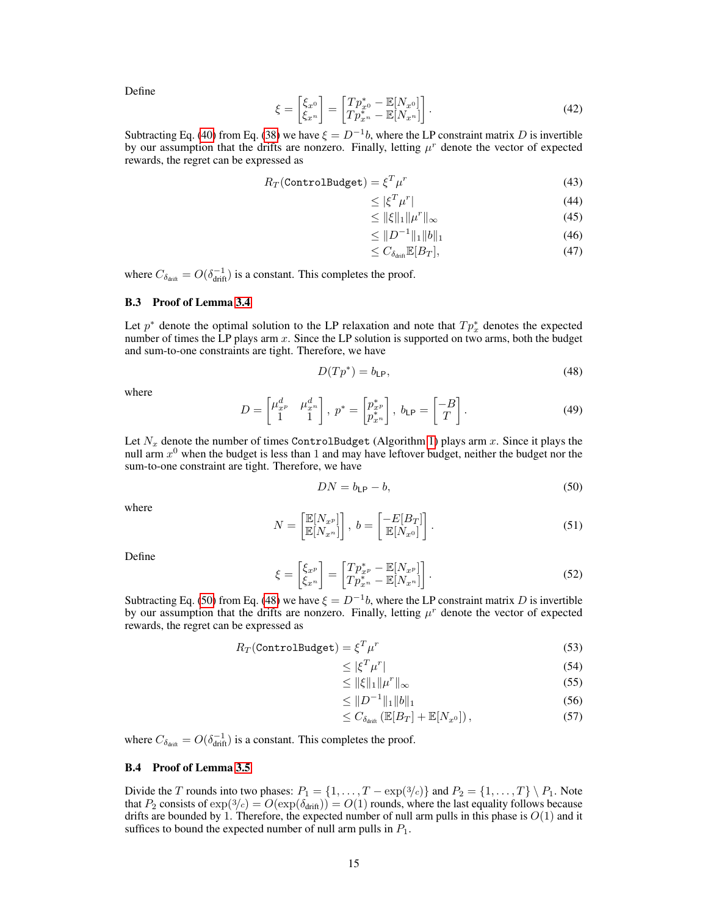Define

$$\xi = \begin{bmatrix} \xi_{x^0} \\ \xi_{x^n} \end{bmatrix} = \begin{bmatrix} Tp^*_{x^0} - \mathbb{E}[N_{x^0}] \\ Tp^*_{x^n} - \mathbb{E}[N_{x^n}] \end{bmatrix}. \tag{42}$$

Subtracting Eq. (40) from Eq. (38) we have $\xi = D^{-1}b$, where the LP constraint matrix $D$ is invertible by our assumption that the drifts are nonzero. Finally, letting $\mu^r$ denote the vector of expected rewards, the regret can be expressed as

$$\begin{aligned} R_T(\texttt{ControlBudget}) &= \xi^T \mu^r && (43)\\ &\leq |\xi^T \mu^r| && (44)\\ &\leq \|\xi\|_1 \|\mu^r\|_\infty && (45)\\ &\leq \|D^{-1}\|_1 \|b\|_1 && (46)\\ &\leq C_{\delta_{\text{drift}}} \mathbb{E}[B_T], && (47) \end{aligned}$$

where $C_{\delta_{\text{drift}}} = O(\delta_{\text{drift}}^{-1})$ is a constant. This completes the proof.

### B.3 Proof of Lemma 3.4

Let $p^*$ denote the optimal solution to the LP relaxation and note that $Tp^*_x$ denotes the expected number of times the LP plays arm $x$. Since the LP solution is supported on two arms, both the budget and sum-to-one constraints are tight. Therefore, we have

$$D(Tp^*) = b_{\text{LP}}, \tag{48}$$

where

$$D = \begin{bmatrix} \mu^d_{x^p} & \mu^d_{x^n} \\ 1 & 1 \end{bmatrix}, \; p^* = \begin{bmatrix} p^*_{x^p} \\ p^*_{x^n} \end{bmatrix}, \; b_{\text{LP}} = \begin{bmatrix} -B \\ T \end{bmatrix}. \tag{49}$$

Let $N_x$ denote the number of times ControlBudget (Algorithm 1) plays arm $x$. Since it plays the null arm $x^0$ when the budget is less than 1 and may have leftover budget, neither the budget nor the sum-to-one constraint are tight. Therefore, we have

$$DN = b_{\text{LP}} - b, \tag{50}$$

where

$$N = \begin{bmatrix} \mathbb{E}[N_{x^p}] \\ \mathbb{E}[N_{x^n}] \end{bmatrix}, \; b = \begin{bmatrix} -E[B_T] \\ \mathbb{E}[N_{x^0}] \end{bmatrix}. \tag{51}$$

Define

$$\xi = \begin{bmatrix} \xi_{x^p} \\ \xi_{x^n} \end{bmatrix} = \begin{bmatrix} Tp^*_{x^p} - \mathbb{E}[N_{x^p}] \\ Tp^*_{x^n} - \mathbb{E}[N_{x^n}] \end{bmatrix}. \tag{52}$$

Subtracting Eq. (50) from Eq. (48) we have $\xi = D^{-1}b$, where the LP constraint matrix $D$ is invertible by our assumption that the drifts are nonzero. Finally, letting $\mu^r$ denote the vector of expected rewards, the regret can be expressed as

$$\begin{aligned} R_T(\texttt{ControlBudget}) &= \xi^T \mu^r && (53)\\ &\leq |\xi^T \mu^r| && (54)\\ &\leq \|\xi\|_1 \|\mu^r\|_\infty && (55)\\ &\leq \|D^{-1}\|_1 \|b\|_1 && (56)\\ &\leq C_{\delta_{\text{drift}}} \left(\mathbb{E}[B_T] + \mathbb{E}[N_{x^0}]\right), && (57) \end{aligned}$$

where $C_{\delta_{\text{drift}}} = O(\delta_{\text{drift}}^{-1})$ is a constant. This completes the proof.

### B.4 Proof of Lemma 3.5

Divide the $T$ rounds into two phases: $P_1 = \{1, \ldots, T - \exp(3/c)\}$ and $P_2 = \{1, \ldots, T\} \setminus P_1$. Note that $P_2$ consists of $\exp(3/c) = O(\exp(\delta_{\text{drift}})) = O(1)$ rounds, where the last equality follows because drifts are bounded by 1. Therefore, the expected number of null arm pulls in this phase is $O(1)$ and it suffices to bound the expected number of null arm pulls in $P_1$.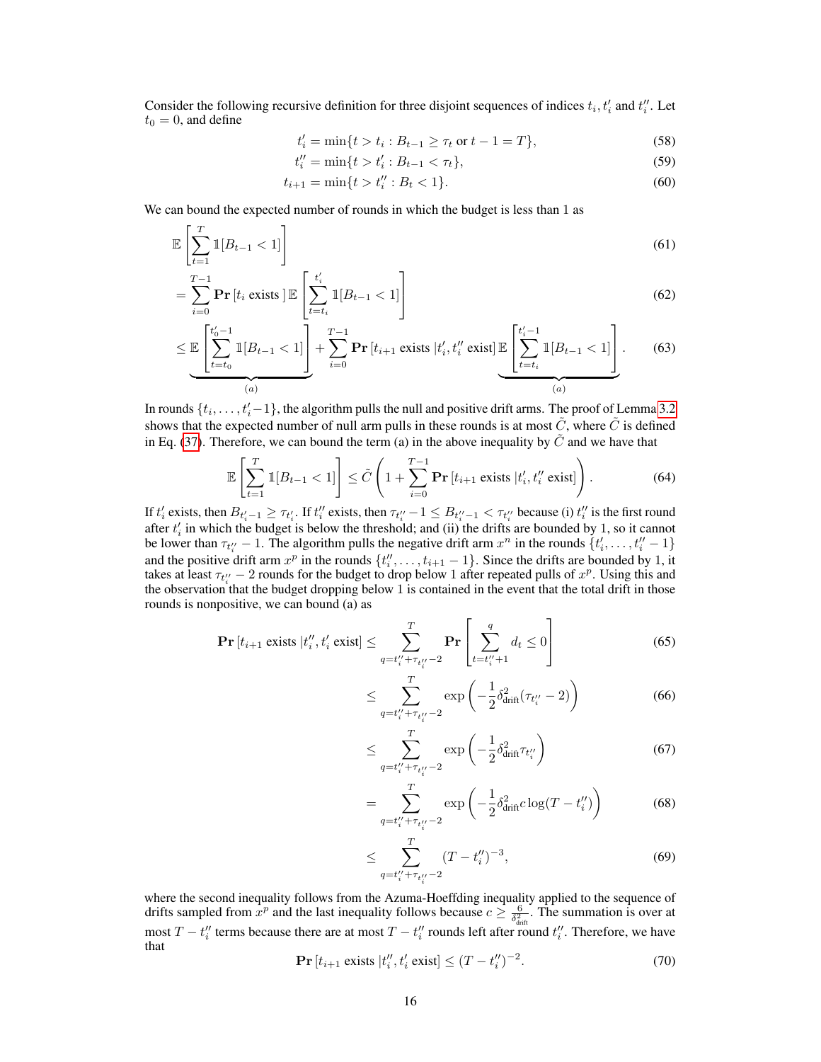Consider the following recursive definition for three disjoint sequences of indices $t_i, t'_i$ and $t''_i$. Let $t_0 = 0$, and define

$$t'_i = \min\{t > t_i : B_{t-1} \geq \tau_t \text{ or } t - 1 = T\}, \tag{58}$$

$$t''_i = \min\{t > t'_i : B_{t-1} < \tau_t\}, \tag{59}$$

$$t_{i+1} = \min\{t > t''_i : B_t < 1\}. \tag{60}$$

We can bound the expected number of rounds in which the budget is less than 1 as

$$\mathbb{E}\left[\sum_{t=1}^{T} \mathbb{1}[B_{t-1} < 1]\right] \tag{61}$$

$$= \sum_{i=0}^{T-1} \mathbf{Pr}\left[t_i \text{ exists}\right] \mathbb{E}\left[\sum_{t=t_i}^{t'_i} \mathbb{1}[B_{t-1} < 1]\right] \tag{62}$$

$$\leq \underbrace{\mathbb{E}\left[\sum_{t=t_0}^{t'_0-1} \mathbb{1}[B_{t-1} < 1]\right]}_{(a)} + \sum_{i=0}^{T-1} \mathbf{Pr}\left[t_{i+1} \text{ exists } | t'_i, t''_i \text{ exist}\right] \underbrace{\mathbb{E}\left[\sum_{t=t_i}^{t'_i-1} \mathbb{1}[B_{t-1} < 1]\right]}_{(a)}. \tag{63}$$

In rounds $\{t_i, \ldots, t'_i - 1\}$, the algorithm pulls the null and positive drift arms. The proof of Lemma 3.2 shows that the expected number of null arm pulls in these rounds is at most $\tilde{C}$, where $\tilde{C}$ is defined in Eq. (37). Therefore, we can bound the term (a) in the above inequality by $\tilde{C}$ and we have that

$$\mathbb{E}\left[\sum_{t=1}^{T} \mathbb{1}[B_{t-1} < 1]\right] \leq \tilde{C}\left(1 + \sum_{i=0}^{T-1} \mathbf{Pr}\left[t_{i+1} \text{ exists } | t'_i, t''_i \text{ exist}\right]\right). \tag{64}$$

If $t'_i$ exists, then $B_{t'_i - 1} \geq \tau_{t'_i}$. If $t''_i$ exists, then $\tau_{t''_i} - 1 \leq B_{t''_i - 1} < \tau_{t''_i}$ because (i) $t''_i$ is the first round after $t'_i$ in which the budget is below the threshold; and (ii) the drifts are bounded by 1, so it cannot be lower than $\tau_{t''_i} - 1$. The algorithm pulls the negative drift arm $x^n$ in the rounds $\{t'_i, \ldots, t''_i - 1\}$ and the positive drift arm $x^p$ in the rounds $\{t''_i, \ldots, t_{i+1} - 1\}$. Since the drifts are bounded by 1, it takes at least $\tau_{t''_i} - 2$ rounds for the budget to drop below 1 after repeated pulls of $x^p$. Using this and the observation that the budget dropping below 1 is contained in the event that the total drift in those rounds is nonpositive, we can bound (a) as

$$\mathbf{Pr}\left[t_{i+1} \text{ exists } | t''_i, t'_i \text{ exist}\right] \leq \sum_{q=t''_i + \tau_{t''_i} - 2}^{T} \mathbf{Pr}\left[\sum_{t=t''_i+1}^{q} d_t \leq 0\right] \tag{65}$$

$$\leq \sum_{q=t''_i + \tau_{t''_i} - 2}^{T} \exp\left(-\frac{1}{2}\delta_{\text{drift}}^2(\tau_{t''_i} - 2)\right) \tag{66}$$

$$\leq \sum_{q=t''_i + \tau_{t''_i} - 2}^{T} \exp\left(-\frac{1}{2}\delta_{\text{drift}}^2 \tau_{t''_i}\right) \tag{67}$$

$$= \sum_{q=t''_i + \tau_{t''_i} - 2}^{T} \exp\left(-\frac{1}{2}\delta_{\text{drift}}^2 c \log(T - t''_i)\right) \tag{68}$$

$$\leq \sum_{q=t''_i + \tau_{t''_i} - 2}^{T} (T - t''_i)^{-3}, \tag{69}$$

where the second inequality follows from the Azuma-Hoeffding inequality applied to the sequence of drifts sampled from $x^p$ and the last inequality follows because $c \geq \frac{6}{\delta_{\text{drift}}^2}$. The summation is over at most $T - t''_i$ terms because there are at most $T - t''_i$ rounds left after round $t''_i$. Therefore, we have that

$$\mathbf{Pr}\left[t_{i+1} \text{ exists } | t''_i, t'_i \text{ exist}\right] \leq (T - t''_i)^{-2}. \tag{70}$$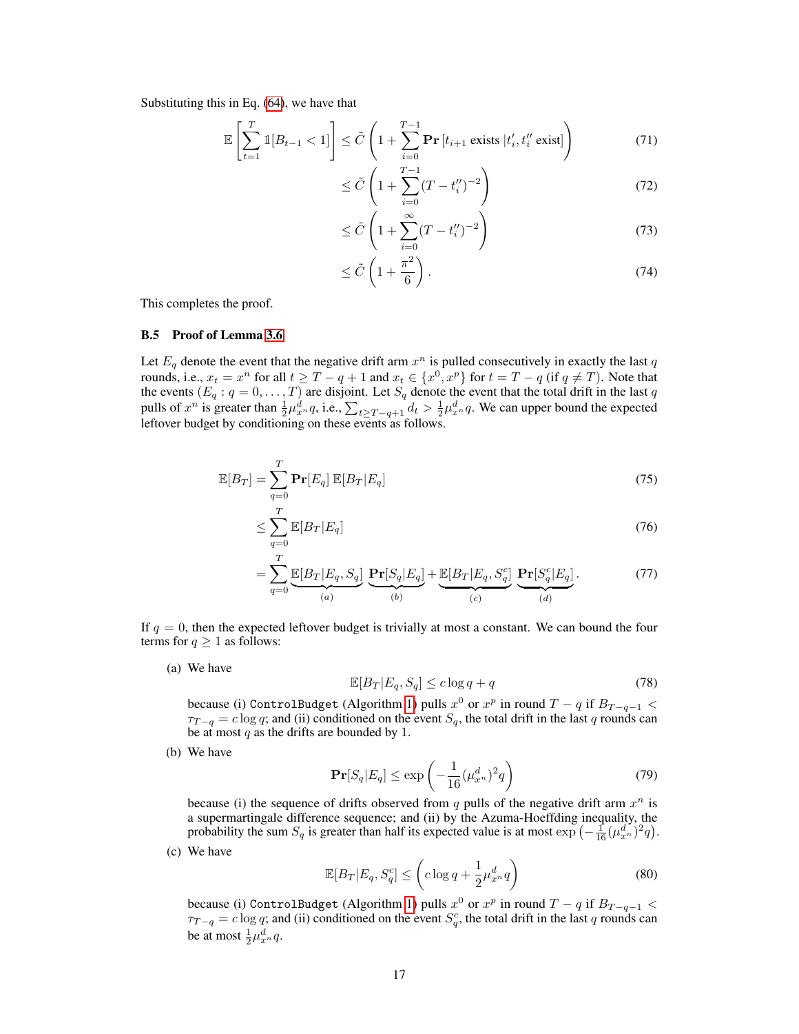Substituting this in Eq. (64), we have that

$$\mathbb{E}\left[\sum_{t=1}^{T} \mathbb{1}[B_{t-1} < 1]\right] \leq \tilde{C}\left(1 + \sum_{i=0}^{T-1} \mathbf{Pr}\left[t_{i+1} \text{ exists } | t_i', t_i'' \text{ exist}\right]\right) \tag{71}$$

$$\leq \tilde{C}\left(1 + \sum_{i=0}^{T-1} (T - t_i'')^{-2}\right) \tag{72}$$

$$\leq \tilde{C}\left(1 + \sum_{i=0}^{\infty} (T - t_i'')^{-2}\right) \tag{73}$$

$$\leq \tilde{C}\left(1 + \frac{\pi^2}{6}\right). \tag{74}$$

This completes the proof.

### B.5 Proof of Lemma 3.6

Let $E_q$ denote the event that the negative drift arm $x^n$ is pulled consecutively in exactly the last $q$ rounds, i.e., $x_t = x^n$ for all $t \geq T - q + 1$ and $x_t \in \{x^0, x^p\}$ for $t = T - q$ (if $q \neq T$). Note that the events $(E_q : q = 0, \dots, T)$ are disjoint. Let $S_q$ denote the event that the total drift in the last $q$ pulls of $x^n$ is greater than $\frac{1}{2}\mu^d_{x^n} q$, i.e., $\sum_{t \geq T-q+1} d_t > \frac{1}{2}\mu^d_{x^n} q$. We can upper bound the expected leftover budget by conditioning on these events as follows.

$$\mathbb{E}[B_T] = \sum_{q=0}^{T} \mathbf{Pr}[E_q]\, \mathbb{E}[B_T | E_q] \tag{75}$$

$$\leq \sum_{q=0}^{T} \mathbb{E}[B_T | E_q] \tag{76}$$

$$= \sum_{q=0}^{T} \underbrace{\mathbb{E}[B_T | E_q, S_q]}_{(a)}\, \underbrace{\mathbf{Pr}[S_q | E_q]}_{(b)} + \underbrace{\mathbb{E}[B_T | E_q, S_q^c]}_{(c)}\, \underbrace{\mathbf{Pr}[S_q^c | E_q]}_{(d)}. \tag{77}$$

If $q = 0$, then the expected leftover budget is trivially at most a constant. We can bound the four terms for $q \geq 1$ as follows:

(a) We have

$$\mathbb{E}[B_T | E_q, S_q] \leq c \log q + q \tag{78}$$

because (i) `ControlBudget` (Algorithm 1) pulls $x^0$ or $x^p$ in round $T - q$ if $B_{T-q-1} < \tau_{T-q} = c \log q$; and (ii) conditioned on the event $S_q$, the total drift in the last $q$ rounds can be at most $q$ as the drifts are bounded by 1.

(b) We have

$$\mathbf{Pr}[S_q | E_q] \leq \exp\left(-\frac{1}{16}(\mu^d_{x^n})^2 q\right) \tag{79}$$

because (i) the sequence of drifts observed from $q$ pulls of the negative drift arm $x^n$ is a supermartingale difference sequence; and (ii) by the Azuma-Hoeffding inequality, the probability the sum $S_q$ is greater than half its expected value is at most $\exp\left(-\frac{1}{16}(\mu^d_{x^n})^2 q\right)$.

(c) We have

$$\mathbb{E}[B_T | E_q, S_q^c] \leq \left(c \log q + \frac{1}{2}\mu^d_{x^n} q\right) \tag{80}$$

because (i) `ControlBudget` (Algorithm 1) pulls $x^0$ or $x^p$ in round $T - q$ if $B_{T-q-1} < \tau_{T-q} = c \log q$; and (ii) conditioned on the event $S_q^c$, the total drift in the last $q$ rounds can be at most $\frac{1}{2}\mu^d_{x^n} q$.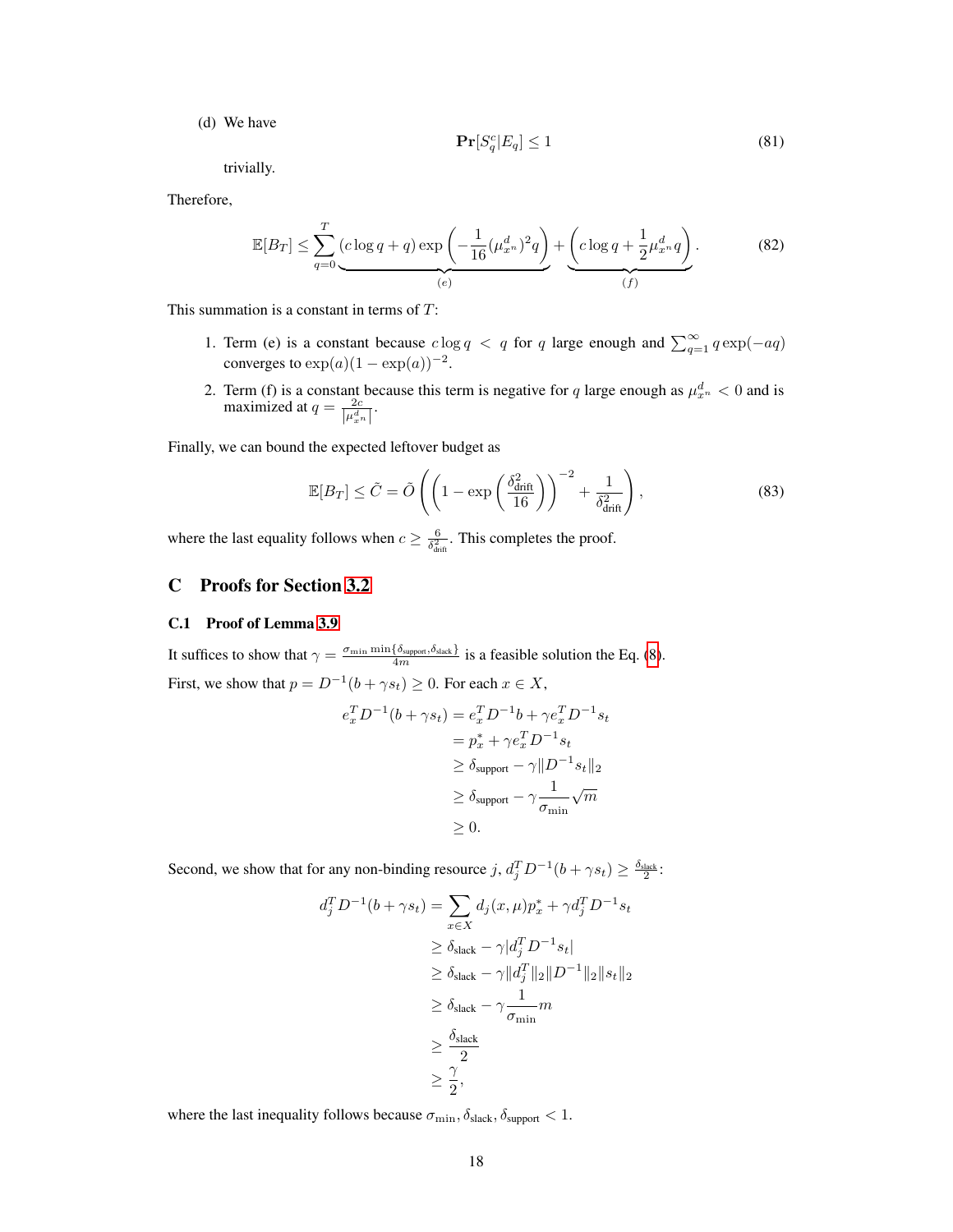(d) We have

$$\mathbf{Pr}[S_q^c | E_q] \leq 1 \tag{81}$$

trivially.

Therefore,

$$\mathbb{E}[B_T] \leq \sum_{q=0}^{T} \underbrace{(c \log q + q) \exp\left(-\frac{1}{16}(\mu_{x^n}^d)^2 q\right)}_{(e)} + \underbrace{\left(c \log q + \frac{1}{2}\mu_{x^n}^d q\right)}_{(f)}. \tag{82}$$

This summation is a constant in terms of $T$:

1. Term (e) is a constant because $c \log q < q$ for $q$ large enough and $\sum_{q=1}^{\infty} q \exp(-aq)$ converges to $\exp(a)(1 - \exp(a))^{-2}$.
2. Term (f) is a constant because this term is negative for $q$ large enough as $\mu_{x^n}^d < 0$ and is maximized at $q = \frac{2c}{|\mu_{x^n}^d|}$.

Finally, we can bound the expected leftover budget as

$$\mathbb{E}[B_T] \leq \tilde{C} = \tilde{O}\left(\left(1 - \exp\left(\frac{\delta_{\text{drift}}^2}{16}\right)\right)^{-2} + \frac{1}{\delta_{\text{drift}}^2}\right), \tag{83}$$

where the last equality follows when $c \geq \frac{6}{\delta_{\text{drift}}^2}$. This completes the proof.

# C Proofs for Section 3.2

## C.1 Proof of Lemma 3.9

It suffices to show that $\gamma = \frac{\sigma_{\min} \min\{\delta_{\text{support}}, \delta_{\text{slack}}\}}{4m}$ is a feasible solution the Eq. (8).

First, we show that $p = D^{-1}(b + \gamma s_t) \geq 0$. For each $x \in X$,

$$\begin{aligned}
e_x^T D^{-1}(b + \gamma s_t) &= e_x^T D^{-1} b + \gamma e_x^T D^{-1} s_t \\
&= p_x^* + \gamma e_x^T D^{-1} s_t \\
&\geq \delta_{\text{support}} - \gamma \|D^{-1} s_t\|_2 \\
&\geq \delta_{\text{support}} - \gamma \frac{1}{\sigma_{\min}} \sqrt{m} \\
&\geq 0.
\end{aligned}$$

Second, we show that for any non-binding resource $j$, $d_j^T D^{-1}(b + \gamma s_t) \geq \frac{\delta_{\text{slack}}}{2}$:

$$\begin{aligned}
d_j^T D^{-1}(b + \gamma s_t) &= \sum_{x \in X} d_j(x, \mu) p_x^* + \gamma d_j^T D^{-1} s_t \\
&\geq \delta_{\text{slack}} - \gamma |d_j^T D^{-1} s_t| \\
&\geq \delta_{\text{slack}} - \gamma \|d_j^T\|_2 \|D^{-1}\|_2 \|s_t\|_2 \\
&\geq \delta_{\text{slack}} - \gamma \frac{1}{\sigma_{\min}} m \\
&\geq \frac{\delta_{\text{slack}}}{2} \\
&\geq \frac{\gamma}{2},
\end{aligned}$$

where the last inequality follows because $\sigma_{\min}, \delta_{\text{slack}}, \delta_{\text{support}} < 1$.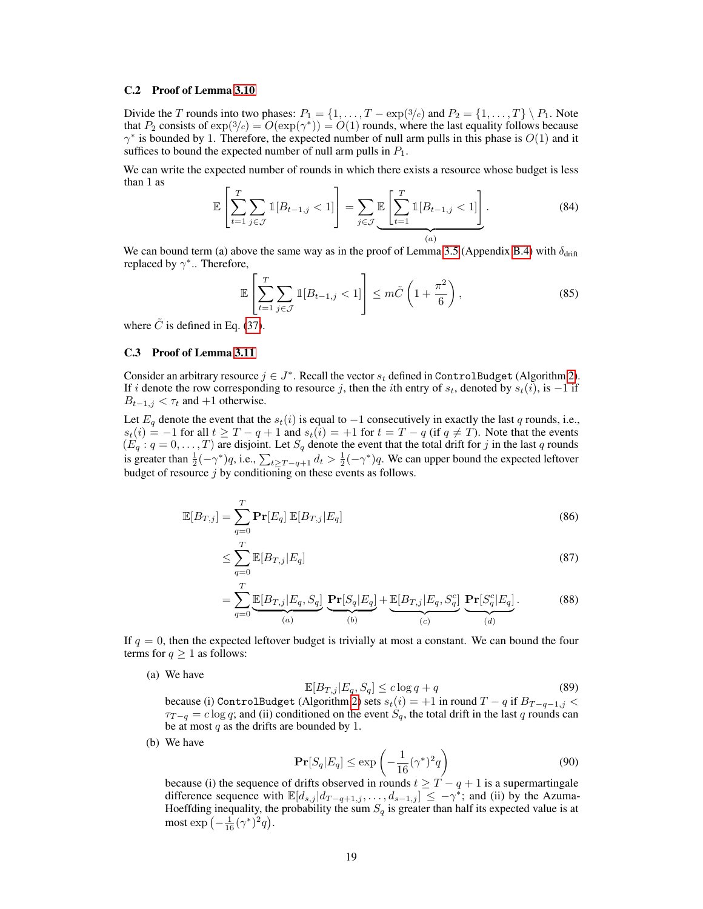### C.2 Proof of Lemma 3.10

Divide the $T$ rounds into two phases: $P_1 = \{1, \dots, T - \exp(3/c)\}$ and $P_2 = \{1, \dots, T\} \setminus P_1$. Note that $P_2$ consists of $\exp(3/c) = O(\exp(\gamma^*)) = O(1)$ rounds, where the last equality follows because $\gamma^*$ is bounded by 1. Therefore, the expected number of null arm pulls in this phase is $O(1)$ and it suffices to bound the expected number of null arm pulls in $P_1$.

We can write the expected number of rounds in which there exists a resource whose budget is less than 1 as

$$\mathbb{E}\left[\sum_{t=1}^{T} \sum_{j \in \mathcal{J}} \mathbb{1}[B_{t-1,j} < 1]\right] = \sum_{j \in \mathcal{J}} \underbrace{\mathbb{E}\left[\sum_{t=1}^{T} \mathbb{1}[B_{t-1,j} < 1]\right]}_{(a)}. \tag{84}$$

We can bound term (a) above the same way as in the proof of Lemma 3.5 (Appendix B.4) with $\delta_{\text{drift}}$ replaced by $\gamma^*$.. Therefore,

$$\mathbb{E}\left[\sum_{t=1}^{T} \sum_{j \in \mathcal{J}} \mathbb{1}[B_{t-1,j} < 1]\right] \leq m\tilde{C}\left(1 + \frac{\pi^2}{6}\right), \tag{85}$$

where $\tilde{C}$ is defined in Eq. (37).

### C.3 Proof of Lemma 3.11

Consider an arbitrary resource $j \in J^*$. Recall the vector $s_t$ defined in `ControlBudget` (Algorithm 2). If $i$ denote the row corresponding to resource $j$, then the $i$th entry of $s_t$, denoted by $s_t(i)$, is $-1$ if $B_{t-1,j} < \tau_t$ and $+1$ otherwise.

Let $E_q$ denote the event that the $s_t(i)$ is equal to $-1$ consecutively in exactly the last $q$ rounds, i.e., $s_t(i) = -1$ for all $t \geq T - q + 1$ and $s_t(i) = +1$ for $t = T - q$ (if $q \neq T$). Note that the events $(E_q : q = 0, \dots, T)$ are disjoint. Let $S_q$ denote the event that the total drift for $j$ in the last $q$ rounds is greater than $\frac{1}{2}(-\gamma^*)q$, i.e., $\sum_{t \geq T-q+1} d_t > \frac{1}{2}(-\gamma^*)q$. We can upper bound the expected leftover budget of resource $j$ by conditioning on these events as follows.

$$\mathbb{E}[B_{T,j}] = \sum_{q=0}^{T} \mathbf{Pr}[E_q]\, \mathbb{E}[B_{T,j} | E_q] \tag{86}$$

$$\leq \sum_{q=0}^{T} \mathbb{E}[B_{T,j} | E_q] \tag{87}$$

$$= \sum_{q=0}^{T} \underbrace{\mathbb{E}[B_{T,j} | E_q, S_q]}_{(a)} \underbrace{\mathbf{Pr}[S_q | E_q]}_{(b)} + \underbrace{\mathbb{E}[B_{T,j} | E_q, S_q^c]}_{(c)} \underbrace{\mathbf{Pr}[S_q^c | E_q]}_{(d)}. \tag{88}$$

If $q = 0$, then the expected leftover budget is trivially at most a constant. We can bound the four terms for $q \geq 1$ as follows:

(a) We have
$$\mathbb{E}[B_{T,j} | E_q, S_q] \leq c \log q + q \tag{89}$$
because (i) `ControlBudget` (Algorithm 2) sets $s_t(i) = +1$ in round $T - q$ if $B_{T-q-1,j} < \tau_{T-q} = c \log q$; and (ii) conditioned on the event $S_q$, the total drift in the last $q$ rounds can be at most $q$ as the drifts are bounded by 1.

(b) We have
$$\mathbf{Pr}[S_q | E_q] \leq \exp\left(-\frac{1}{16}(\gamma^*)^2 q\right) \tag{90}$$
because (i) the sequence of drifts observed in rounds $t \geq T - q + 1$ is a supermartingale difference sequence with $\mathbb{E}[d_{s,j} | d_{T-q+1,j}, \dots, d_{s-1,j}] \leq -\gamma^*$; and (ii) by the Azuma-Hoeffding inequality, the probability the sum $S_q$ is greater than half its expected value is at most $\exp\left(-\frac{1}{16}(\gamma^*)^2 q\right)$.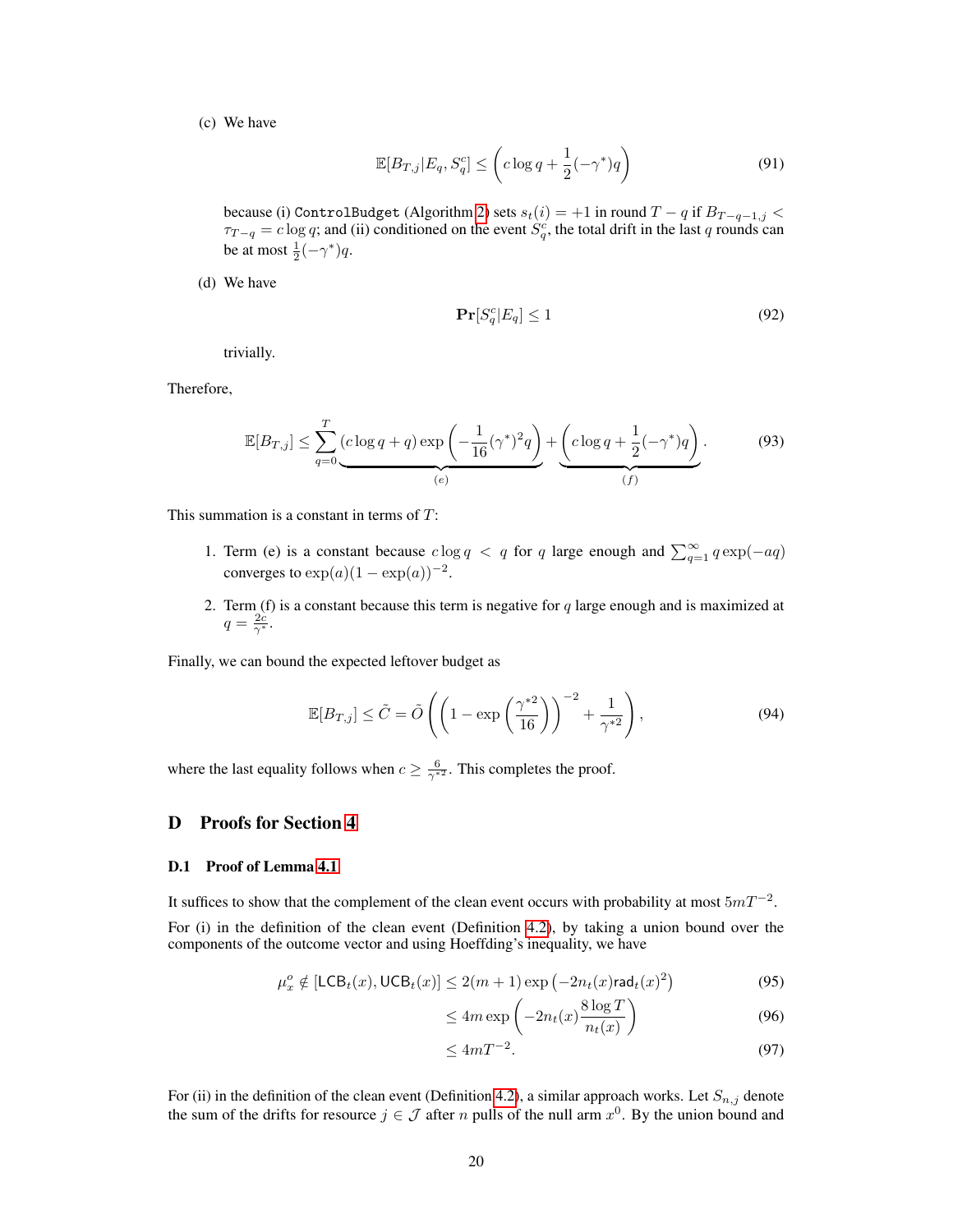(c) We have

$$\mathbb{E}[B_{T,j}|E_q, S_q^c] \leq \left(c\log q + \frac{1}{2}(-\gamma^*)q\right) \tag{91}$$

because (i) `ControlBudget` (Algorithm 2) sets $s_t(i) = +1$ in round $T-q$ if $B_{T-q-1,j} < \tau_{T-q} = c\log q$; and (ii) conditioned on the event $S_q^c$, the total drift in the last $q$ rounds can be at most $\frac{1}{2}(-\gamma^*)q$.

(d) We have

$$\mathbf{Pr}[S_q^c|E_q] \leq 1 \tag{92}$$

trivially.

Therefore,

$$\mathbb{E}[B_{T,j}] \leq \sum_{q=0}^{T} \underbrace{(c\log q + q)\exp\left(-\frac{1}{16}(\gamma^*)^2 q\right)}_{(e)} + \underbrace{\left(c\log q + \frac{1}{2}(-\gamma^*)q\right)}_{(f)}. \tag{93}$$

This summation is a constant in terms of $T$:

1. Term (e) is a constant because $c\log q < q$ for $q$ large enough and $\sum_{q=1}^{\infty} q\exp(-aq)$ converges to $\exp(a)(1-\exp(a))^{-2}$.
2. Term (f) is a constant because this term is negative for $q$ large enough and is maximized at $q = \frac{2c}{\gamma^*}$.

Finally, we can bound the expected leftover budget as

$$\mathbb{E}[B_{T,j}] \leq \tilde{C} = \tilde{O}\left(\left(1-\exp\left(\frac{\gamma^{*2}}{16}\right)\right)^{-2} + \frac{1}{\gamma^{*2}}\right), \tag{94}$$

where the last equality follows when $c \geq \frac{6}{\gamma^{*2}}$. This completes the proof.

# D Proofs for Section 4

## D.1 Proof of Lemma 4.1

It suffices to show that the complement of the clean event occurs with probability at most $5mT^{-2}$.

For (i) in the definition of the clean event (Definition 4.2), by taking a union bound over the components of the outcome vector and using Hoeffding's inequality, we have

$$\mu_x^o \notin [\mathsf{LCB}_t(x), \mathsf{UCB}_t(x)] \leq 2(m+1)\exp\left(-2n_t(x)\mathsf{rad}_t(x)^2\right) \tag{95}$$

$$\leq 4m\exp\left(-2n_t(x)\frac{8\log T}{n_t(x)}\right) \tag{96}$$

$$\leq 4mT^{-2}. \tag{97}$$

For (ii) in the definition of the clean event (Definition 4.2), a similar approach works. Let $S_{n,j}$ denote the sum of the drifts for resource $j \in \mathcal{J}$ after $n$ pulls of the null arm $x^0$. By the union bound and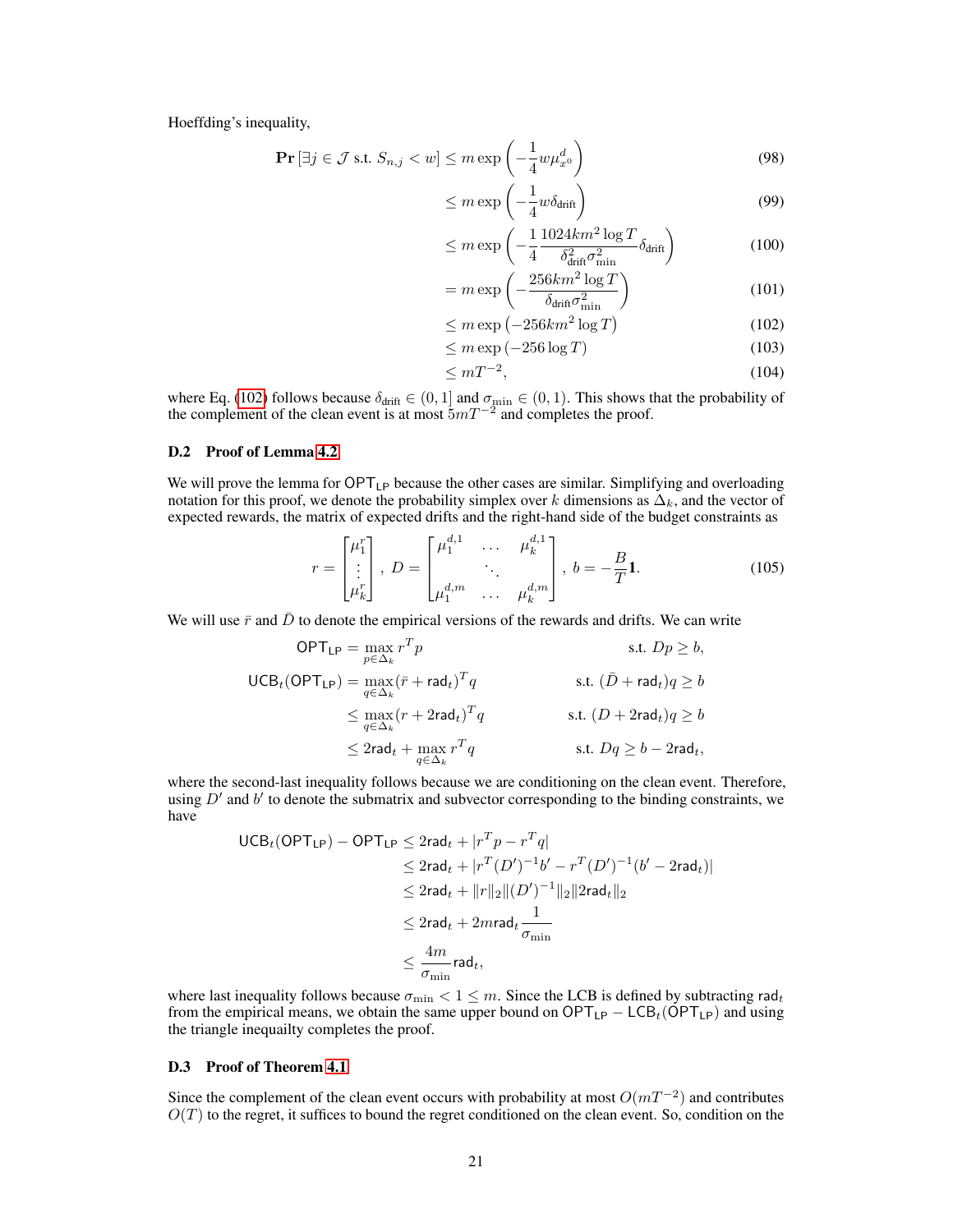Hoeffding's inequality,

$$
\begin{aligned}
\mathbf{Pr}\left[\exists j \in \mathcal{J} \text{ s.t. } S_{n,j} < w\right] &\leq m \exp\left(-\frac{1}{4} w \mu_{x^0}^d\right) && (98)\\
&\leq m \exp\left(-\frac{1}{4} w \delta_{\text{drift}}\right) && (99)\\
&\leq m \exp\left(-\frac{1}{4} \frac{1024 k m^2 \log T}{\delta_{\text{drift}}^2 \sigma_{\min}^2} \delta_{\text{drift}}\right) && (100)\\
&= m \exp\left(-\frac{256 k m^2 \log T}{\delta_{\text{drift}} \sigma_{\min}^2}\right) && (101)\\
&\leq m \exp\left(-256 k m^2 \log T\right) && (102)\\
&\leq m \exp\left(-256 \log T\right) && (103)\\
&\leq m T^{-2}, && (104)
\end{aligned}
$$

where Eq. (102) follows because $\delta_{\text{drift}} \in (0, 1]$ and $\sigma_{\min} \in (0, 1)$. This shows that the probability of the complement of the clean event is at most $5mT^{-2}$ and completes the proof.

### D.2 Proof of Lemma 4.2

We will prove the lemma for $\mathsf{OPT}_{\mathsf{LP}}$ because the other cases are similar. Simplifying and overloading notation for this proof, we denote the probability simplex over $k$ dimensions as $\Delta_k$, and the vector of expected rewards, the matrix of expected drifts and the right-hand side of the budget constraints as

$$
r = \begin{bmatrix} \mu_1^r \\ \vdots \\ \mu_k^r \end{bmatrix}, \; D = \begin{bmatrix} \mu_1^{d,1} & \dots & \mu_k^{d,1} \\ & \ddots & \\ \mu_1^{d,m} & \dots & \mu_k^{d,m} \end{bmatrix}, \; b = -\frac{B}{T}\mathbf{1}. \tag{105}
$$

We will use $\bar{r}$ and $\bar{D}$ to denote the empirical versions of the rewards and drifts. We can write

$$
\begin{aligned}
\mathsf{OPT}_{\mathsf{LP}} &= \max_{p \in \Delta_k} r^T p && \text{s.t. } Dp \geq b,\\
\mathsf{UCB}_t(\mathsf{OPT}_{\mathsf{LP}}) &= \max_{q \in \Delta_k} (\bar{r} + \mathsf{rad}_t)^T q && \text{s.t. } (\bar{D} + \mathsf{rad}_t) q \geq b\\
&\leq \max_{q \in \Delta_k} (r + 2\mathsf{rad}_t)^T q && \text{s.t. } (D + 2\mathsf{rad}_t) q \geq b\\
&\leq 2\mathsf{rad}_t + \max_{q \in \Delta_k} r^T q && \text{s.t. } Dq \geq b - 2\mathsf{rad}_t,
\end{aligned}
$$

where the second-last inequality follows because we are conditioning on the clean event. Therefore, using $D'$ and $b'$ to denote the submatrix and subvector corresponding to the binding constraints, we have

$$
\begin{aligned}
\mathsf{UCB}_t(\mathsf{OPT}_{\mathsf{LP}}) - \mathsf{OPT}_{\mathsf{LP}} &\leq 2\mathsf{rad}_t + |r^T p - r^T q|\\
&\leq 2\mathsf{rad}_t + |r^T (D')^{-1} b' - r^T (D')^{-1} (b' - 2\mathsf{rad}_t)|\\
&\leq 2\mathsf{rad}_t + \|r\|_2 \|(D')^{-1}\|_2 \|2\mathsf{rad}_t\|_2\\
&\leq 2\mathsf{rad}_t + 2m\mathsf{rad}_t \frac{1}{\sigma_{\min}}\\
&\leq \frac{4m}{\sigma_{\min}} \mathsf{rad}_t,
\end{aligned}
$$

where last inequality follows because $\sigma_{\min} < 1 \leq m$. Since the LCB is defined by subtracting $\mathsf{rad}_t$ from the empirical means, we obtain the same upper bound on $\mathsf{OPT}_{\mathsf{LP}} - \mathsf{LCB}_t(\mathsf{OPT}_{\mathsf{LP}})$ and using the triangle inequailty completes the proof.

### D.3 Proof of Theorem 4.1

Since the complement of the clean event occurs with probability at most $O(mT^{-2})$ and contributes $O(T)$ to the regret, it suffices to bound the regret conditioned on the clean event. So, condition on the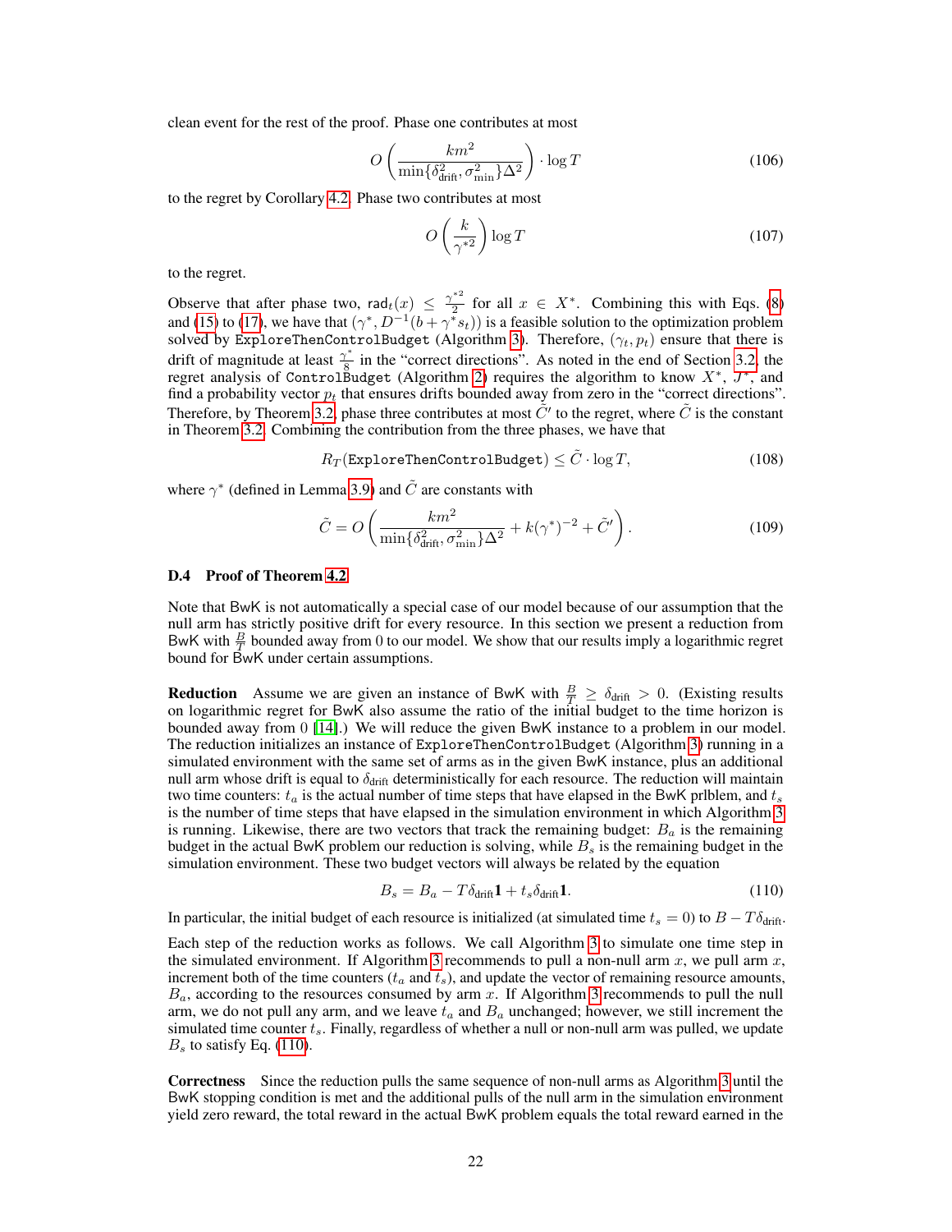clean event for the rest of the proof. Phase one contributes at most

$$O\left(\frac{km^2}{\min\{\delta_{\text{drift}}^2, \sigma_{\min}^2\}\Delta^2}\right) \cdot \log T \tag{106}$$

to the regret by Corollary 4.2. Phase two contributes at most

$$O\left(\frac{k}{\gamma^{*2}}\right) \log T \tag{107}$$

to the regret.

Observe that after phase two, $\mathsf{rad}_t(x) \leq \frac{\gamma^{*2}}{2}$ for all $x \in X^*$. Combining this with Eqs. (8) and (15) to (17), we have that $(\gamma^*, D^{-1}(b + \gamma^* s_t))$ is a feasible solution to the optimization problem solved by `ExploreThenControlBudget` (Algorithm 3). Therefore, $(\gamma_t, p_t)$ ensure that there is drift of magnitude at least $\frac{\gamma^*}{8}$ in the "correct directions". As noted in the end of Section 3.2, the regret analysis of `ControlBudget` (Algorithm 2) requires the algorithm to know $X^*$, $J^*$, and find a probability vector $p_t$ that ensures drifts bounded away from zero in the "correct directions". Therefore, by Theorem 3.2, phase three contributes at most $\tilde{C}'$ to the regret, where $\tilde{C}$ is the constant in Theorem 3.2. Combining the contribution from the three phases, we have that

$$R_T(\texttt{ExploreThenControlBudget}) \leq \tilde{C} \cdot \log T, \tag{108}$$

where $\gamma^*$ (defined in Lemma 3.9) and $\tilde{C}$ are constants with

$$\tilde{C} = O\left(\frac{km^2}{\min\{\delta_{\text{drift}}^2, \sigma_{\min}^2\}\Delta^2} + k(\gamma^*)^{-2} + \tilde{C}'\right). \tag{109}$$

### D.4 Proof of Theorem 4.2

Note that BwK is not automatically a special case of our model because of our assumption that the null arm has strictly positive drift for every resource. In this section we present a reduction from BwK with $\frac{B}{T}$ bounded away from 0 to our model. We show that our results imply a logarithmic regret bound for BwK under certain assumptions.

**Reduction** Assume we are given an instance of BwK with $\frac{B}{T} \geq \delta_{\text{drift}} > 0$. (Existing results on logarithmic regret for BwK also assume the ratio of the initial budget to the time horizon is bounded away from 0 [14].) We will reduce the given BwK instance to a problem in our model. The reduction initializes an instance of `ExploreThenControlBudget` (Algorithm 3) running in a simulated environment with the same set of arms as in the given BwK instance, plus an additional null arm whose drift is equal to $\delta_{\text{drift}}$ deterministically for each resource. The reduction will maintain two time counters: $t_a$ is the actual number of time steps that have elapsed in the BwK prlblem, and $t_s$ is the number of time steps that have elapsed in the simulation environment in which Algorithm 3 is running. Likewise, there are two vectors that track the remaining budget: $B_a$ is the remaining budget in the actual BwK problem our reduction is solving, while $B_s$ is the remaining budget in the simulation environment. These two budget vectors will always be related by the equation

$$B_s = B_a - T\delta_{\text{drift}}\mathbf{1} + t_s\delta_{\text{drift}}\mathbf{1}. \tag{110}$$

In particular, the initial budget of each resource is initialized (at simulated time $t_s = 0$) to $B - T\delta_{\text{drift}}$.

Each step of the reduction works as follows. We call Algorithm 3 to simulate one time step in the simulated environment. If Algorithm 3 recommends to pull a non-null arm $x$, we pull arm $x$, increment both of the time counters ($t_a$ and $t_s$), and update the vector of remaining resource amounts, $B_a$, according to the resources consumed by arm $x$. If Algorithm 3 recommends to pull the null arm, we do not pull any arm, and we leave $t_a$ and $B_a$ unchanged; however, we still increment the simulated time counter $t_s$. Finally, regardless of whether a null or non-null arm was pulled, we update $B_s$ to satisfy Eq. (110).

**Correctness** Since the reduction pulls the same sequence of non-null arms as Algorithm 3 until the BwK stopping condition is met and the additional pulls of the null arm in the simulation environment yield zero reward, the total reward in the actual BwK problem equals the total reward earned in the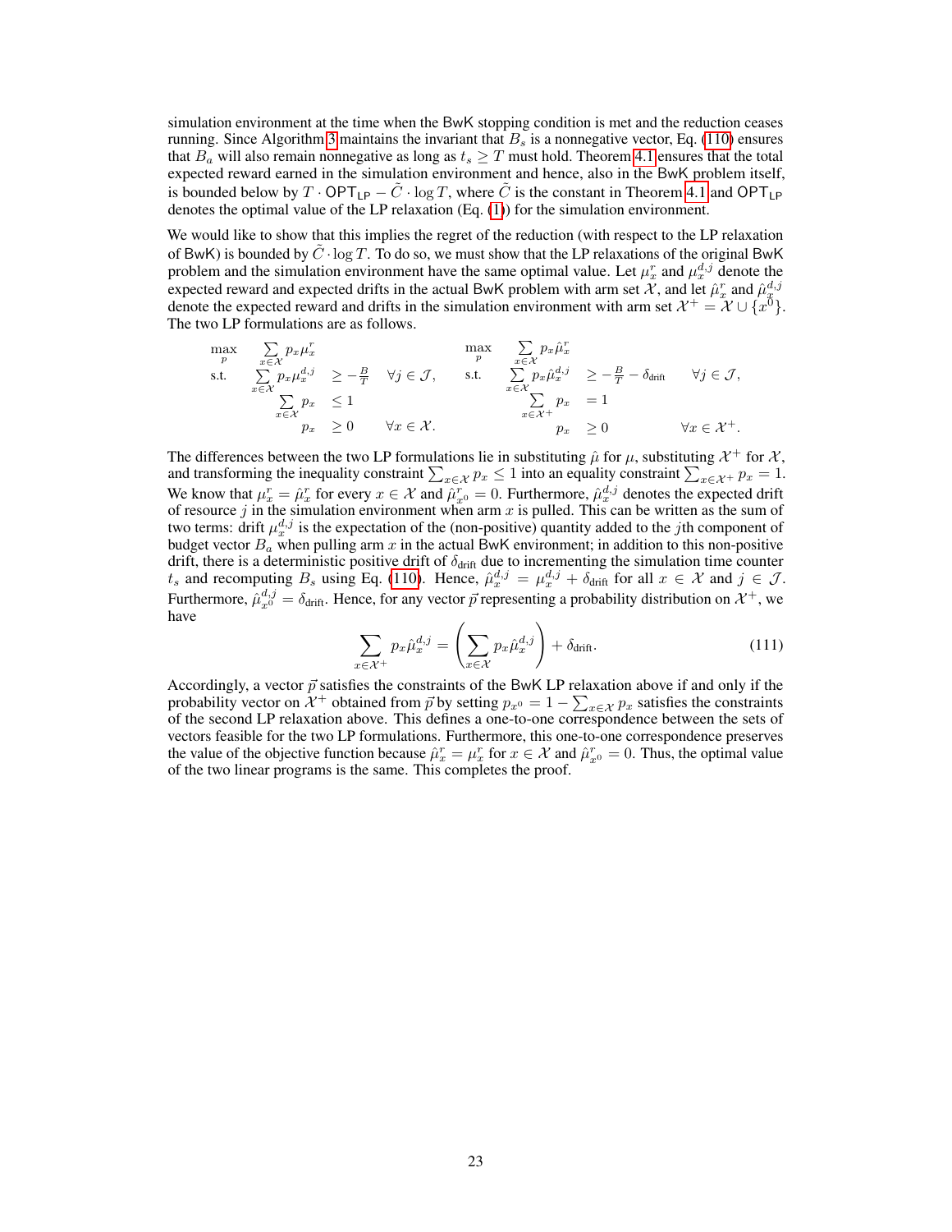simulation environment at the time when the BwK stopping condition is met and the reduction ceases running. Since Algorithm 3 maintains the invariant that $B_s$ is a nonnegative vector, Eq. (110) ensures that $B_a$ will also remain nonnegative as long as $t_s \geq T$ must hold. Theorem 4.1 ensures that the total expected reward earned in the simulation environment and hence, also in the BwK problem itself, is bounded below by $T \cdot \mathsf{OPT}_{\mathsf{LP}} - \tilde{C} \cdot \log T$, where $\tilde{C}$ is the constant in Theorem 4.1 and $\mathsf{OPT}_{\mathsf{LP}}$ denotes the optimal value of the LP relaxation (Eq. (1)) for the simulation environment.

We would like to show that this implies the regret of the reduction (with respect to the LP relaxation of BwK) is bounded by $\tilde{C} \cdot \log T$. To do so, we must show that the LP relaxations of the original BwK problem and the simulation environment have the same optimal value. Let $\mu_x^r$ and $\mu_x^{d,j}$ denote the expected reward and expected drifts in the actual BwK problem with arm set $\mathcal{X}$, and let $\hat{\mu}_x^r$ and $\hat{\mu}_x^{d,j}$ denote the expected reward and drifts in the simulation environment with arm set $\mathcal{X}^+ = \mathcal{X} \cup \{x^0\}$. The two LP formulations are as follows.

$$
\begin{array}{llll}
\max\limits_{p} & \sum\limits_{x \in \mathcal{X}} p_x \mu_x^r & & \\
\text{s.t.} & \sum\limits_{x \in \mathcal{X}} p_x \mu_x^{d,j} & \geq -\frac{B}{T} & \forall j \in \mathcal{J}, \\
& \sum\limits_{x \in \mathcal{X}} p_x & \leq 1 & \\
& p_x & \geq 0 & \forall x \in \mathcal{X}.
\end{array}
\qquad
\begin{array}{llll}
\max\limits_{p} & \sum\limits_{x \in \mathcal{X}} p_x \hat{\mu}_x^r & & \\
\text{s.t.} & \sum\limits_{x \in \mathcal{X}} p_x \hat{\mu}_x^{d,j} & \geq -\frac{B}{T} - \delta_{\text{drift}} & \forall j \in \mathcal{J}, \\
& \sum\limits_{x \in \mathcal{X}^+} p_x & = 1 & \\
& p_x & \geq 0 & \forall x \in \mathcal{X}^+.
\end{array}
$$

The differences between the two LP formulations lie in substituting $\hat{\mu}$ for $\mu$, substituting $\mathcal{X}^+$ for $\mathcal{X}$, and transforming the inequality constraint $\sum_{x \in \mathcal{X}} p_x \leq 1$ into an equality constraint $\sum_{x \in \mathcal{X}^+} p_x = 1$. We know that $\mu_x^r = \hat{\mu}_x^r$ for every $x \in \mathcal{X}$ and $\hat{\mu}_{x^0}^r = 0$. Furthermore, $\hat{\mu}_x^{d,j}$ denotes the expected drift of resource $j$ in the simulation environment when arm $x$ is pulled. This can be written as the sum of two terms: drift $\mu_x^{d,j}$ is the expectation of the (non-positive) quantity added to the $j$th component of budget vector $B_a$ when pulling arm $x$ in the actual BwK environment; in addition to this non-positive drift, there is a deterministic positive drift of $\delta_{\text{drift}}$ due to incrementing the simulation time counter $t_s$ and recomputing $B_s$ using Eq. (110). Hence, $\hat{\mu}_x^{d,j} = \mu_x^{d,j} + \delta_{\text{drift}}$ for all $x \in \mathcal{X}$ and $j \in \mathcal{J}$. Furthermore, $\hat{\mu}_{x^0}^{d,j} = \delta_{\text{drift}}$. Hence, for any vector $\vec{p}$ representing a probability distribution on $\mathcal{X}^+$, we have

$$
\sum_{x \in \mathcal{X}^+} p_x \hat{\mu}_x^{d,j} = \left( \sum_{x \in \mathcal{X}} p_x \hat{\mu}_x^{d,j} \right) + \delta_{\text{drift}}. \tag{111}
$$

Accordingly, a vector $\vec{p}$ satisfies the constraints of the BwK LP relaxation above if and only if the probability vector on $\mathcal{X}^+$ obtained from $\vec{p}$ by setting $p_{x^0} = 1 - \sum_{x \in \mathcal{X}} p_x$ satisfies the constraints of the second LP relaxation above. This defines a one-to-one correspondence between the sets of vectors feasible for the two LP formulations. Furthermore, this one-to-one correspondence preserves the value of the objective function because $\hat{\mu}_x^r = \mu_x^r$ for $x \in \mathcal{X}$ and $\hat{\mu}_{x^0}^r = 0$. Thus, the optimal value of the two linear programs is the same. This completes the proof.